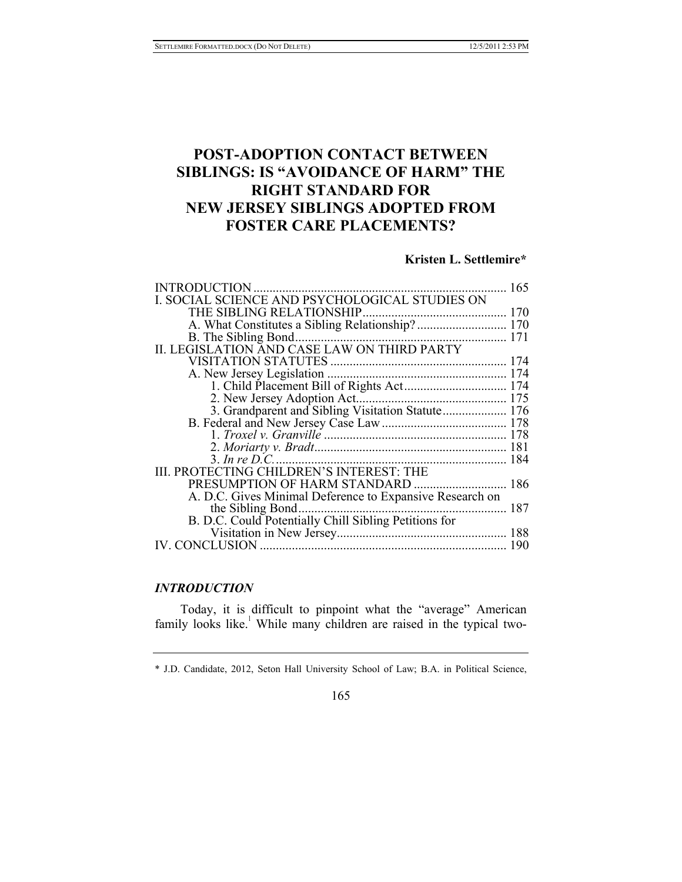# POST-ADOPTION CONTACT BETWEEN SIBLINGS: IS "AVOIDANCE OF HARM" THE RIGHT STANDARD FOR NEW JERSEY SIBLINGS ADOPTED FROM FOSTER CARE PLACEMENTS?

**Kristen L. Settlemire***

| | |
|---|---|
| INTRODUCTION | 165 |
| I. SOCIAL SCIENCE AND PSYCHOLOGICAL STUDIES ON THE SIBLING RELATIONSHIP | 170 |
| A. What Constitutes a Sibling Relationship? | 170 |
| B. The Sibling Bond | 171 |
| II. LEGISLATION AND CASE LAW ON THIRD PARTY VISITATION STATUTES | 174 |
| A. New Jersey Legislation | 174 |
| 1. Child Placement Bill of Rights Act | 174 |
| 2. New Jersey Adoption Act | 175 |
| 3. Grandparent and Sibling Visitation Statute | 176 |
| B. Federal and New Jersey Case Law | 178 |
| 1. *Troxel v. Granville* | 178 |
| 2. *Moriarty v. Bradt* | 181 |
| 3. *In re D.C.* | 184 |
| III. PROTECTING CHILDREN'S INTEREST: THE PRESUMPTION OF HARM STANDARD | 186 |
| A. D.C. Gives Minimal Deference to Expansive Research on the Sibling Bond | 187 |
| B. D.C. Could Potentially Chill Sibling Petitions for Visitation in New Jersey | 188 |
| IV. CONCLUSION | 190 |

## *INTRODUCTION*

Today, it is difficult to pinpoint what the "average" American family looks like.[1] While many children are raised in the typical two-

---

\* J.D. Candidate, 2012, Seton Hall University School of Law; B.A. in Political Science,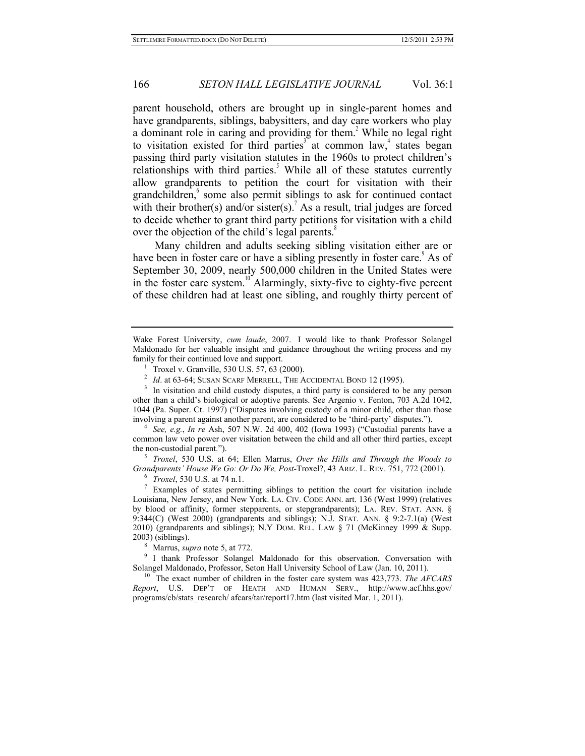parent household, others are brought up in single-parent homes and have grandparents, siblings, babysitters, and day care workers who play a dominant role in caring and providing for them.[2] While no legal right to visitation existed for third parties[3] at common law,[4] states began passing third party visitation statutes in the 1960s to protect children's relationships with third parties.[5] While all of these statutes currently allow grandparents to petition the court for visitation with their grandchildren,[6] some also permit siblings to ask for continued contact with their brother(s) and/or sister(s).[7] As a result, trial judges are forced to decide whether to grant third party petitions for visitation with a child over the objection of the child's legal parents.[8]

Many children and adults seeking sibling visitation either are or have been in foster care or have a sibling presently in foster care.[9] As of September 30, 2009, nearly 500,000 children in the United States were in the foster care system.[10] Alarmingly, sixty-five to eighty-five percent of these children had at least one sibling, and roughly thirty percent of

---

Wake Forest University, *cum laude*, 2007. I would like to thank Professor Solangel Maldonado for her valuable insight and guidance throughout the writing process and my family for their continued love and support.

[1] Troxel v. Granville, 530 U.S. 57, 63 (2000).

[2] *Id*. at 63-64; SUSAN SCARF MERRELL, THE ACCIDENTAL BOND 12 (1995).

[3] In visitation and child custody disputes, a third party is considered to be any person other than a child's biological or adoptive parents. See Argenio v. Fenton, 703 A.2d 1042, 1044 (Pa. Super. Ct. 1997) ("Disputes involving custody of a minor child, other than those involving a parent against another parent, are considered to be 'third-party' disputes.").

[4] *See, e.g.*, *In re* Ash, 507 N.W. 2d 400, 402 (Iowa 1993) ("Custodial parents have a common law veto power over visitation between the child and all other third parties, except the non-custodial parent.").

[5] *Troxel*, 530 U.S. at 64; Ellen Marrus, *Over the Hills and Through the Woods to Grandparents' House We Go: Or Do We, Post*-Troxel?, 43 ARIZ. L. REV. 751, 772 (2001).

[6] *Troxel*, 530 U.S. at 74 n.1.

[7] Examples of states permitting siblings to petition the court for visitation include Louisiana, New Jersey, and New York. LA. CIV. CODE ANN. art. 136 (West 1999) (relatives by blood or affinity, former stepparents, or stepgrandparents); LA. REV. STAT. ANN. § 9:344(C) (West 2000) (grandparents and siblings); N.J. STAT. ANN. § 9:2-7.1(a) (West 2010) (grandparents and siblings); N.Y DOM. REL. LAW § 71 (McKinney 1999 & Supp. 2003) (siblings).

[8] Marrus, *supra* note 5, at 772.

[9] I thank Professor Solangel Maldonado for this observation. Conversation with Solangel Maldonado, Professor, Seton Hall University School of Law (Jan. 10, 2011).

[10] The exact number of children in the foster care system was 423,773. *The AFCARS Report*, U.S. DEP'T OF HEATH AND HUMAN SERV., http://www.acf.hhs.gov/programs/cb/stats_research/ afcars/tar/report17.htm (last visited Mar. 1, 2011).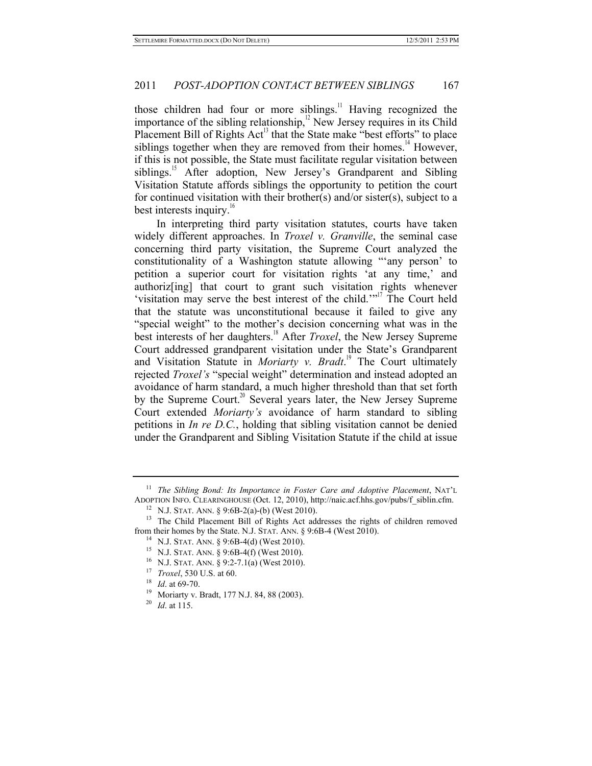those children had four or more siblings.[11] Having recognized the importance of the sibling relationship,[12] New Jersey requires in its Child Placement Bill of Rights Act[13] that the State make "best efforts" to place siblings together when they are removed from their homes.[14] However, if this is not possible, the State must facilitate regular visitation between siblings.[15] After adoption, New Jersey's Grandparent and Sibling Visitation Statute affords siblings the opportunity to petition the court for continued visitation with their brother(s) and/or sister(s), subject to a best interests inquiry.[16]

In interpreting third party visitation statutes, courts have taken widely different approaches. In *Troxel v. Granville*, the seminal case concerning third party visitation, the Supreme Court analyzed the constitutionality of a Washington statute allowing "'any person' to petition a superior court for visitation rights 'at any time,' and authoriz[ing] that court to grant such visitation rights whenever 'visitation may serve the best interest of the child.'"[17] The Court held that the statute was unconstitutional because it failed to give any "special weight" to the mother's decision concerning what was in the best interests of her daughters.[18] After *Troxel*, the New Jersey Supreme Court addressed grandparent visitation under the State's Grandparent and Visitation Statute in *Moriarty v. Bradt*.[19] The Court ultimately rejected *Troxel's* "special weight" determination and instead adopted an avoidance of harm standard, a much higher threshold than that set forth by the Supreme Court.[20] Several years later, the New Jersey Supreme Court extended *Moriarty's* avoidance of harm standard to sibling petitions in *In re D.C.*, holding that sibling visitation cannot be denied under the Grandparent and Sibling Visitation Statute if the child at issue

---

[11] *The Sibling Bond: Its Importance in Foster Care and Adoptive Placement*, NAT'L ADOPTION INFO. CLEARINGHOUSE (Oct. 12, 2010), http://naic.acf.hhs.gov/pubs/f_siblin.cfm.

[12] N.J. STAT. ANN. § 9:6B-2(a)-(b) (West 2010).

[13] The Child Placement Bill of Rights Act addresses the rights of children removed from their homes by the State. N.J. STAT. ANN. § 9:6B-4 (West 2010).

[14] N.J. STAT. ANN. § 9:6B-4(d) (West 2010).

[15] N.J. STAT. ANN. § 9:6B-4(f) (West 2010).

[16] N.J. STAT. ANN. § 9:2-7.1(a) (West 2010).

[17] *Troxel*, 530 U.S. at 60.

[18] *Id*. at 69-70.

[19] Moriarty v. Bradt, 177 N.J. 84, 88 (2003).

[20] *Id*. at 115.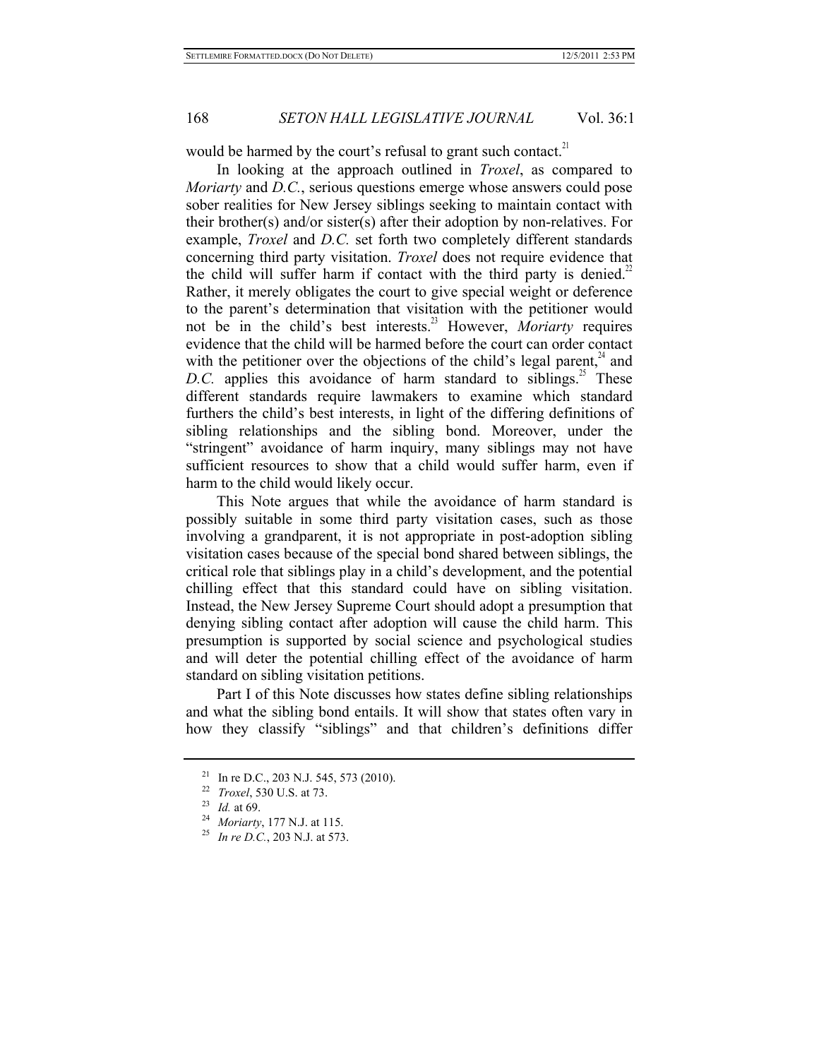would be harmed by the court's refusal to grant such contact.[21]

In looking at the approach outlined in *Troxel*, as compared to *Moriarty* and *D.C.*, serious questions emerge whose answers could pose sober realities for New Jersey siblings seeking to maintain contact with their brother(s) and/or sister(s) after their adoption by non-relatives. For example, *Troxel* and *D.C.* set forth two completely different standards concerning third party visitation. *Troxel* does not require evidence that the child will suffer harm if contact with the third party is denied.[22] Rather, it merely obligates the court to give special weight or deference to the parent's determination that visitation with the petitioner would not be in the child's best interests.[23] However, *Moriarty* requires evidence that the child will be harmed before the court can order contact with the petitioner over the objections of the child's legal parent,[24] and *D.C.* applies this avoidance of harm standard to siblings.[25] These different standards require lawmakers to examine which standard furthers the child's best interests, in light of the differing definitions of sibling relationships and the sibling bond. Moreover, under the "stringent" avoidance of harm inquiry, many siblings may not have sufficient resources to show that a child would suffer harm, even if harm to the child would likely occur.

This Note argues that while the avoidance of harm standard is possibly suitable in some third party visitation cases, such as those involving a grandparent, it is not appropriate in post-adoption sibling visitation cases because of the special bond shared between siblings, the critical role that siblings play in a child's development, and the potential chilling effect that this standard could have on sibling visitation. Instead, the New Jersey Supreme Court should adopt a presumption that denying sibling contact after adoption will cause the child harm. This presumption is supported by social science and psychological studies and will deter the potential chilling effect of the avoidance of harm standard on sibling visitation petitions.

Part I of this Note discusses how states define sibling relationships and what the sibling bond entails. It will show that states often vary in how they classify "siblings" and that children's definitions differ

---

[21] In re D.C., 203 N.J. 545, 573 (2010).

[22] *Troxel*, 530 U.S. at 73.

[23] *Id.* at 69.

[24] *Moriarty*, 177 N.J. at 115.

[25] *In re D.C.*, 203 N.J. at 573.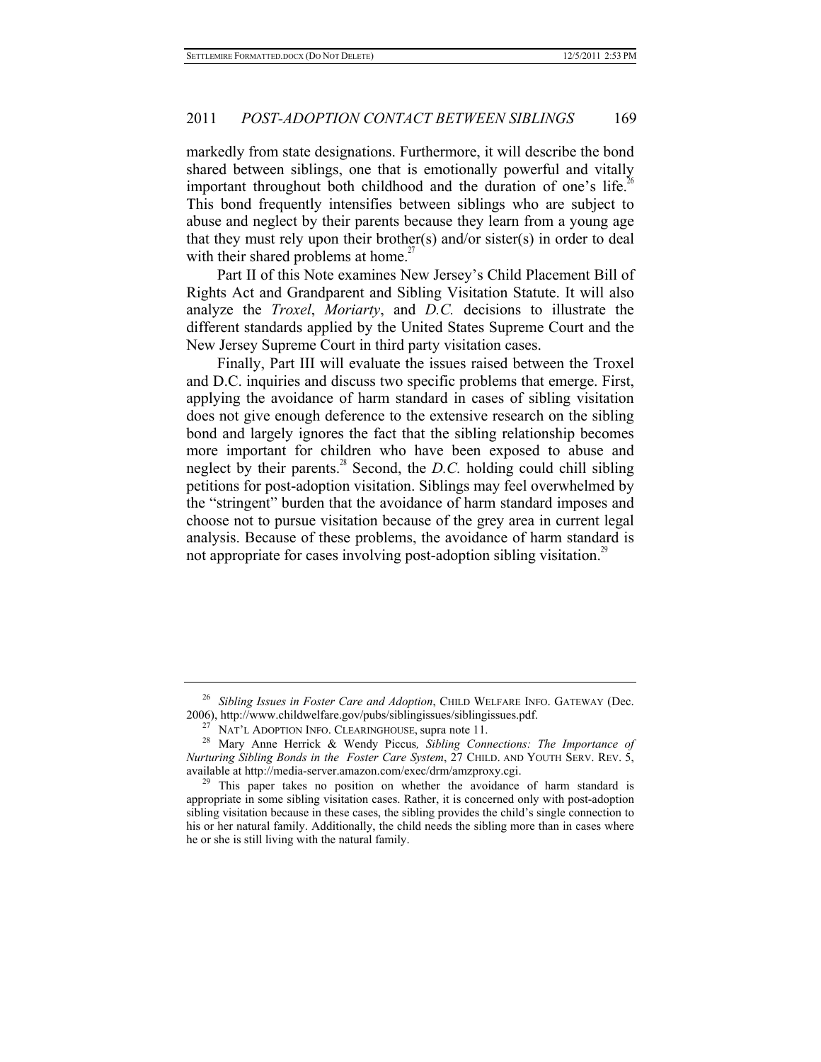markedly from state designations. Furthermore, it will describe the bond shared between siblings, one that is emotionally powerful and vitally important throughout both childhood and the duration of one's life.[26] This bond frequently intensifies between siblings who are subject to abuse and neglect by their parents because they learn from a young age that they must rely upon their brother(s) and/or sister(s) in order to deal with their shared problems at home.[27]

Part II of this Note examines New Jersey's Child Placement Bill of Rights Act and Grandparent and Sibling Visitation Statute. It will also analyze the *Troxel*, *Moriarty*, and *D.C.* decisions to illustrate the different standards applied by the United States Supreme Court and the New Jersey Supreme Court in third party visitation cases.

Finally, Part III will evaluate the issues raised between the Troxel and D.C. inquiries and discuss two specific problems that emerge. First, applying the avoidance of harm standard in cases of sibling visitation does not give enough deference to the extensive research on the sibling bond and largely ignores the fact that the sibling relationship becomes more important for children who have been exposed to abuse and neglect by their parents.[28] Second, the *D.C.* holding could chill sibling petitions for post-adoption visitation. Siblings may feel overwhelmed by the "stringent" burden that the avoidance of harm standard imposes and choose not to pursue visitation because of the grey area in current legal analysis. Because of these problems, the avoidance of harm standard is not appropriate for cases involving post-adoption sibling visitation.[29]

---

[26] *Sibling Issues in Foster Care and Adoption*, CHILD WELFARE INFO. GATEWAY (Dec. 2006), http://www.childwelfare.gov/pubs/siblingissues/siblingissues.pdf.

[27] NAT'L ADOPTION INFO. CLEARINGHOUSE, supra note 11.

[28] Mary Anne Herrick & Wendy Piccus, *Sibling Connections: The Importance of Nurturing Sibling Bonds in the Foster Care System*, 27 CHILD. AND YOUTH SERV. REV. 5, available at http://media-server.amazon.com/exec/drm/amzproxy.cgi.

[29] This paper takes no position on whether the avoidance of harm standard is appropriate in some sibling visitation cases. Rather, it is concerned only with post-adoption sibling visitation because in these cases, the sibling provides the child's single connection to his or her natural family. Additionally, the child needs the sibling more than in cases where he or she is still living with the natural family.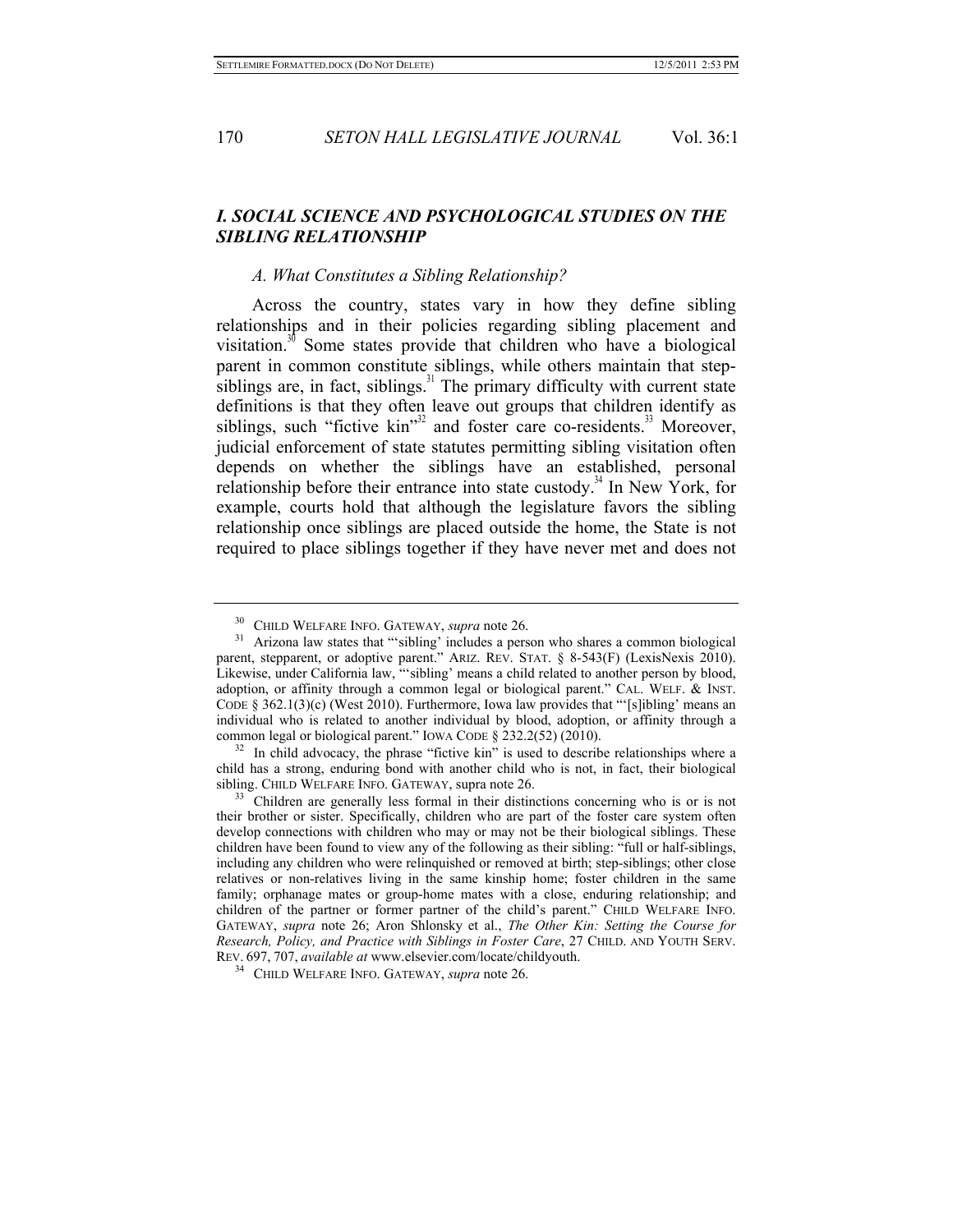## *I. SOCIAL SCIENCE AND PSYCHOLOGICAL STUDIES ON THE SIBLING RELATIONSHIP*

### *A. What Constitutes a Sibling Relationship?*

Across the country, states vary in how they define sibling relationships and in their policies regarding sibling placement and visitation.[30] Some states provide that children who have a biological parent in common constitute siblings, while others maintain that step-siblings are, in fact, siblings.[31] The primary difficulty with current state definitions is that they often leave out groups that children identify as siblings, such "fictive kin"[32] and foster care co-residents.[33] Moreover, judicial enforcement of state statutes permitting sibling visitation often depends on whether the siblings have an established, personal relationship before their entrance into state custody.[34] In New York, for example, courts hold that although the legislature favors the sibling relationship once siblings are placed outside the home, the State is not required to place siblings together if they have never met and does not

---

[30] CHILD WELFARE INFO. GATEWAY, *supra* note 26.

[31] Arizona law states that "'sibling' includes a person who shares a common biological parent, stepparent, or adoptive parent." ARIZ. REV. STAT. § 8-543(F) (LexisNexis 2010). Likewise, under California law, "'sibling' means a child related to another person by blood, adoption, or affinity through a common legal or biological parent." CAL. WELF. & INST. CODE § 362.1(3)(c) (West 2010). Furthermore, Iowa law provides that "'[s]ibling' means an individual who is related to another individual by blood, adoption, or affinity through a common legal or biological parent." IOWA CODE § 232.2(52) (2010).

[32] In child advocacy, the phrase "fictive kin" is used to describe relationships where a child has a strong, enduring bond with another child who is not, in fact, their biological sibling. CHILD WELFARE INFO. GATEWAY, supra note 26.

[33] Children are generally less formal in their distinctions concerning who is or is not their brother or sister. Specifically, children who are part of the foster care system often develop connections with children who may or may not be their biological siblings. These children have been found to view any of the following as their sibling: "full or half-siblings, including any children who were relinquished or removed at birth; step-siblings; other close relatives or non-relatives living in the same kinship home; foster children in the same family; orphanage mates or group-home mates with a close, enduring relationship; and children of the partner or former partner of the child's parent." CHILD WELFARE INFO. GATEWAY, *supra* note 26; Aron Shlonsky et al., *The Other Kin: Setting the Course for Research, Policy, and Practice with Siblings in Foster Care*, 27 CHILD. AND YOUTH SERV. REV. 697, 707, *available at* www.elsevier.com/locate/childyouth.

[34] CHILD WELFARE INFO. GATEWAY, *supra* note 26.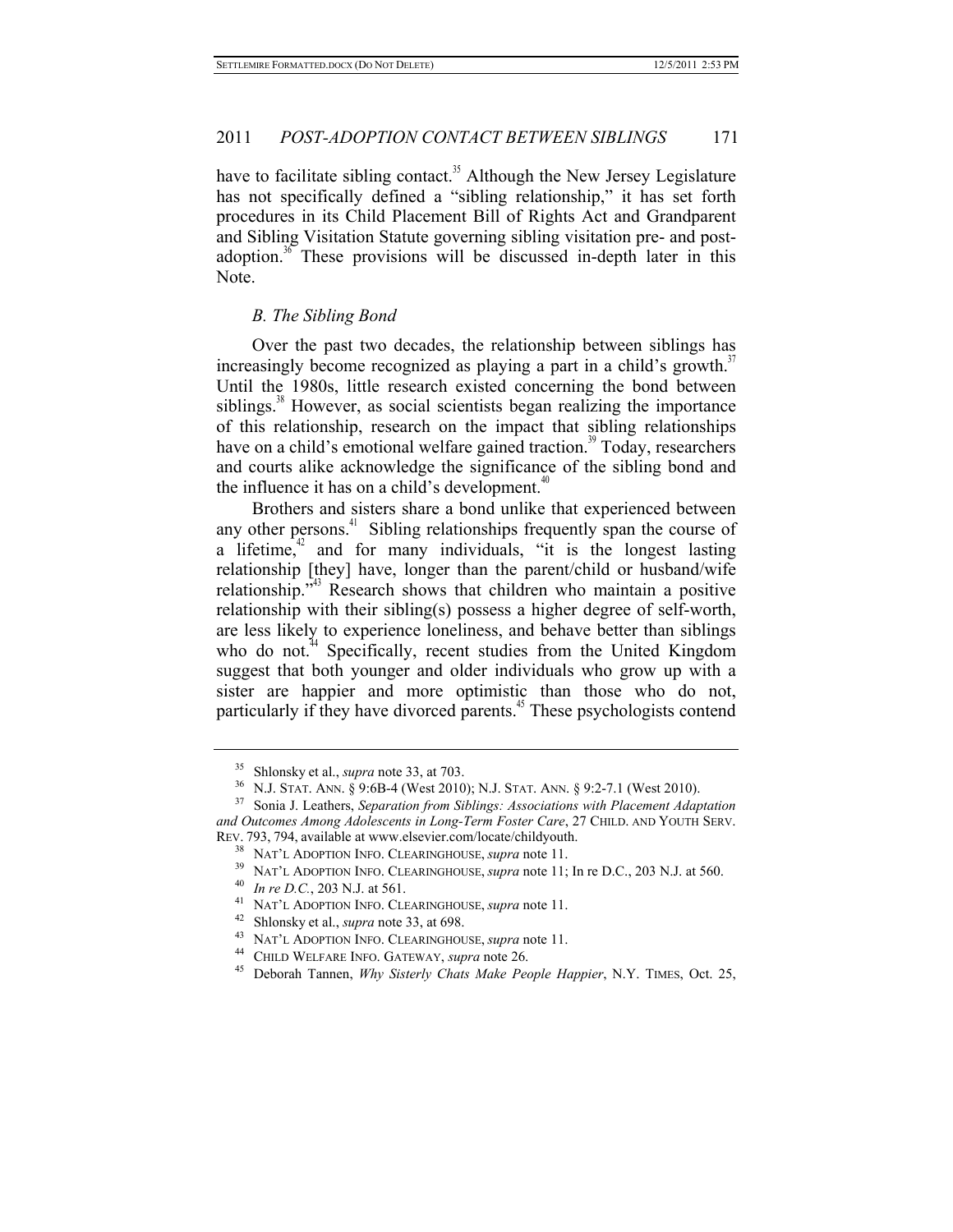have to facilitate sibling contact.[35] Although the New Jersey Legislature has not specifically defined a "sibling relationship," it has set forth procedures in its Child Placement Bill of Rights Act and Grandparent and Sibling Visitation Statute governing sibling visitation pre- and post-adoption.[36] These provisions will be discussed in-depth later in this Note.

### *B. The Sibling Bond*

Over the past two decades, the relationship between siblings has increasingly become recognized as playing a part in a child's growth.[37] Until the 1980s, little research existed concerning the bond between siblings.[38] However, as social scientists began realizing the importance of this relationship, research on the impact that sibling relationships have on a child's emotional welfare gained traction.[39] Today, researchers and courts alike acknowledge the significance of the sibling bond and the influence it has on a child's development.[40]

Brothers and sisters share a bond unlike that experienced between any other persons.[41] Sibling relationships frequently span the course of a lifetime,[42] and for many individuals, "it is the longest lasting relationship [they] have, longer than the parent/child or husband/wife relationship."[43] Research shows that children who maintain a positive relationship with their sibling(s) possess a higher degree of self-worth, are less likely to experience loneliness, and behave better than siblings who do not.[44] Specifically, recent studies from the United Kingdom suggest that both younger and older individuals who grow up with a sister are happier and more optimistic than those who do not, particularly if they have divorced parents.[45] These psychologists contend

---

[35] Shlonsky et al., *supra* note 33, at 703.

[36] N.J. STAT. ANN. § 9:6B-4 (West 2010); N.J. STAT. ANN. § 9:2-7.1 (West 2010).

[37] Sonia J. Leathers, *Separation from Siblings: Associations with Placement Adaptation and Outcomes Among Adolescents in Long-Term Foster Care*, 27 CHILD. AND YOUTH SERV. REV. 793, 794, available at www.elsevier.com/locate/childyouth.

[38] NAT'L ADOPTION INFO. CLEARINGHOUSE, *supra* note 11.

[39] NAT'L ADOPTION INFO. CLEARINGHOUSE, *supra* note 11; In re D.C., 203 N.J. at 560.

[40] *In re D.C.*, 203 N.J. at 561.

[41] NAT'L ADOPTION INFO. CLEARINGHOUSE, *supra* note 11.

[42] Shlonsky et al., *supra* note 33, at 698.

[43] NAT'L ADOPTION INFO. CLEARINGHOUSE, *supra* note 11.

[44] CHILD WELFARE INFO. GATEWAY, *supra* note 26.

[45] Deborah Tannen, *Why Sisterly Chats Make People Happier*, N.Y. TIMES, Oct. 25,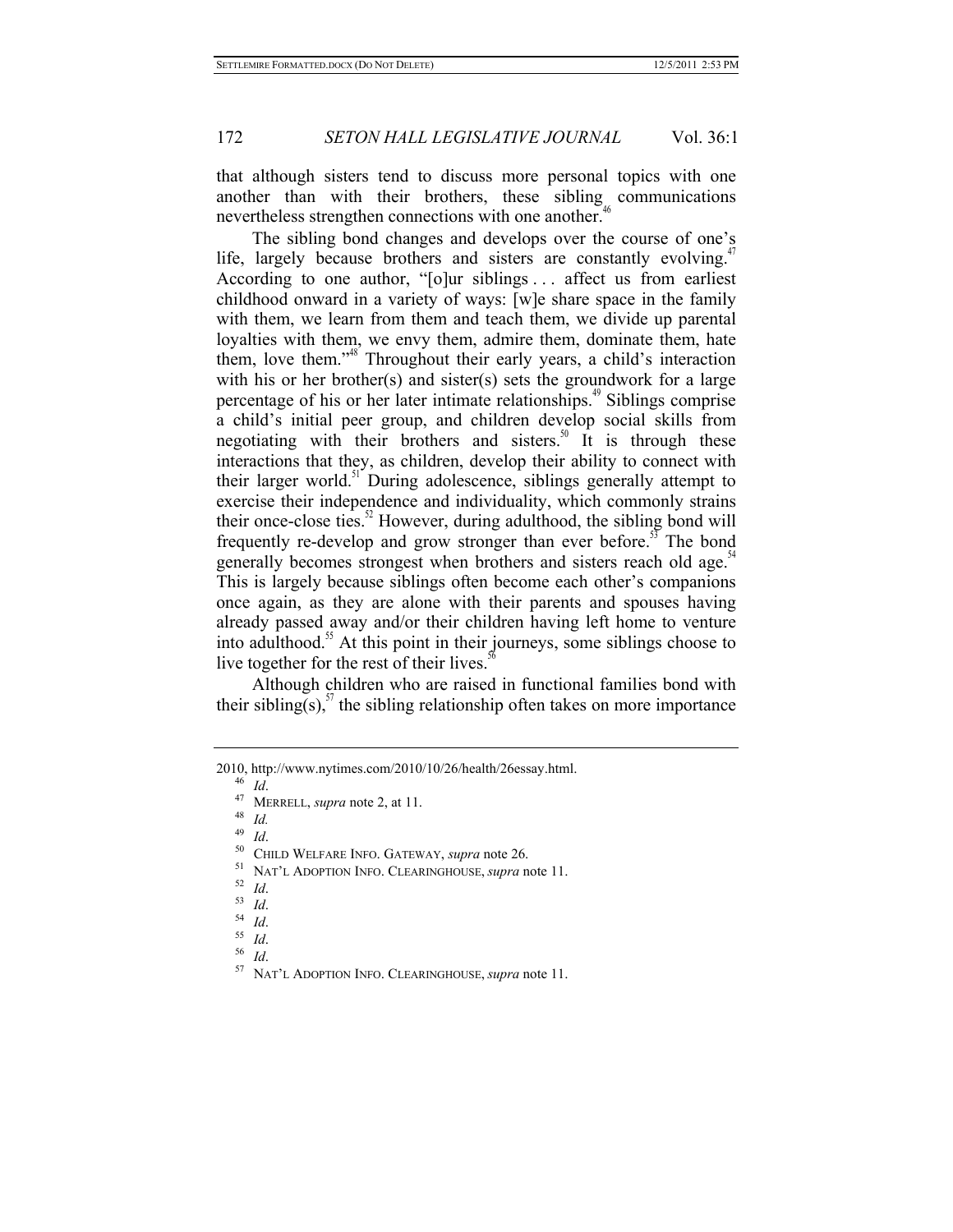that although sisters tend to discuss more personal topics with one another than with their brothers, these sibling communications nevertheless strengthen connections with one another.[46]

The sibling bond changes and develops over the course of one's life, largely because brothers and sisters are constantly evolving.[47] According to one author, "[o]ur siblings . . . affect us from earliest childhood onward in a variety of ways: [w]e share space in the family with them, we learn from them and teach them, we divide up parental loyalties with them, we envy them, admire them, dominate them, hate them, love them."[48] Throughout their early years, a child's interaction with his or her brother(s) and sister(s) sets the groundwork for a large percentage of his or her later intimate relationships.[49] Siblings comprise a child's initial peer group, and children develop social skills from negotiating with their brothers and sisters.[50] It is through these interactions that they, as children, develop their ability to connect with their larger world.[51] During adolescence, siblings generally attempt to exercise their independence and individuality, which commonly strains their once-close ties.[52] However, during adulthood, the sibling bond will frequently re-develop and grow stronger than ever before.[53] The bond generally becomes strongest when brothers and sisters reach old age.[54] This is largely because siblings often become each other's companions once again, as they are alone with their parents and spouses having already passed away and/or their children having left home to venture into adulthood.[55] At this point in their journeys, some siblings choose to live together for the rest of their lives.[56]

Although children who are raised in functional families bond with their sibling(s),[57] the sibling relationship often takes on more importance

---

2010, http://www.nytimes.com/2010/10/26/health/26essay.html.

[46] *Id*.

[47] MERRELL, *supra* note 2, at 11.

[48] *Id.*

[49] *Id*.

[50] CHILD WELFARE INFO. GATEWAY, *supra* note 26.

[51] NAT'L ADOPTION INFO. CLEARINGHOUSE, *supra* note 11.

[52] *Id*.

[53] *Id*.

[54] *Id*.

[55] *Id*.

[56] *Id*.

[57] NAT'L ADOPTION INFO. CLEARINGHOUSE, *supra* note 11.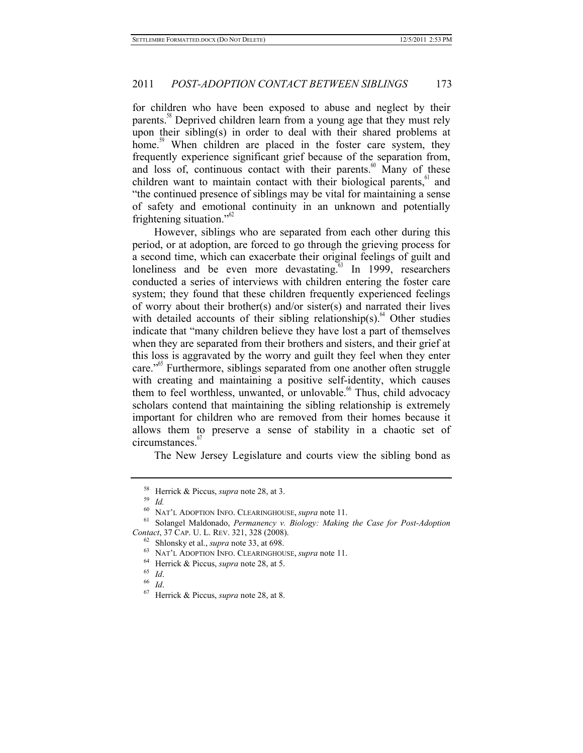for children who have been exposed to abuse and neglect by their parents.[58] Deprived children learn from a young age that they must rely upon their sibling(s) in order to deal with their shared problems at home.[59] When children are placed in the foster care system, they frequently experience significant grief because of the separation from, and loss of, continuous contact with their parents.[60] Many of these children want to maintain contact with their biological parents,[61] and "the continued presence of siblings may be vital for maintaining a sense of safety and emotional continuity in an unknown and potentially frightening situation."[62]

However, siblings who are separated from each other during this period, or at adoption, are forced to go through the grieving process for a second time, which can exacerbate their original feelings of guilt and loneliness and be even more devastating.[63] In 1999, researchers conducted a series of interviews with children entering the foster care system; they found that these children frequently experienced feelings of worry about their brother(s) and/or sister(s) and narrated their lives with detailed accounts of their sibling relationship(s).[64] Other studies indicate that "many children believe they have lost a part of themselves when they are separated from their brothers and sisters, and their grief at this loss is aggravated by the worry and guilt they feel when they enter care."[65] Furthermore, siblings separated from one another often struggle with creating and maintaining a positive self-identity, which causes them to feel worthless, unwanted, or unlovable.[66] Thus, child advocacy scholars contend that maintaining the sibling relationship is extremely important for children who are removed from their homes because it allows them to preserve a sense of stability in a chaotic set of circumstances.[67]

The New Jersey Legislature and courts view the sibling bond as

---

[58] Herrick & Piccus, *supra* note 28, at 3.

[59] *Id.*

[60] NAT'L ADOPTION INFO. CLEARINGHOUSE, *supra* note 11.

[61] Solangel Maldonado, *Permanency v. Biology: Making the Case for Post-Adoption Contact*, 37 CAP. U. L. REV. 321, 328 (2008).

[62] Shlonsky et al., *supra* note 33, at 698.

[63] NAT'L ADOPTION INFO. CLEARINGHOUSE, *supra* note 11.

[64] Herrick & Piccus, *supra* note 28, at 5.

[65] *Id*.

[66] *Id*.

[67] Herrick & Piccus, *supra* note 28, at 8.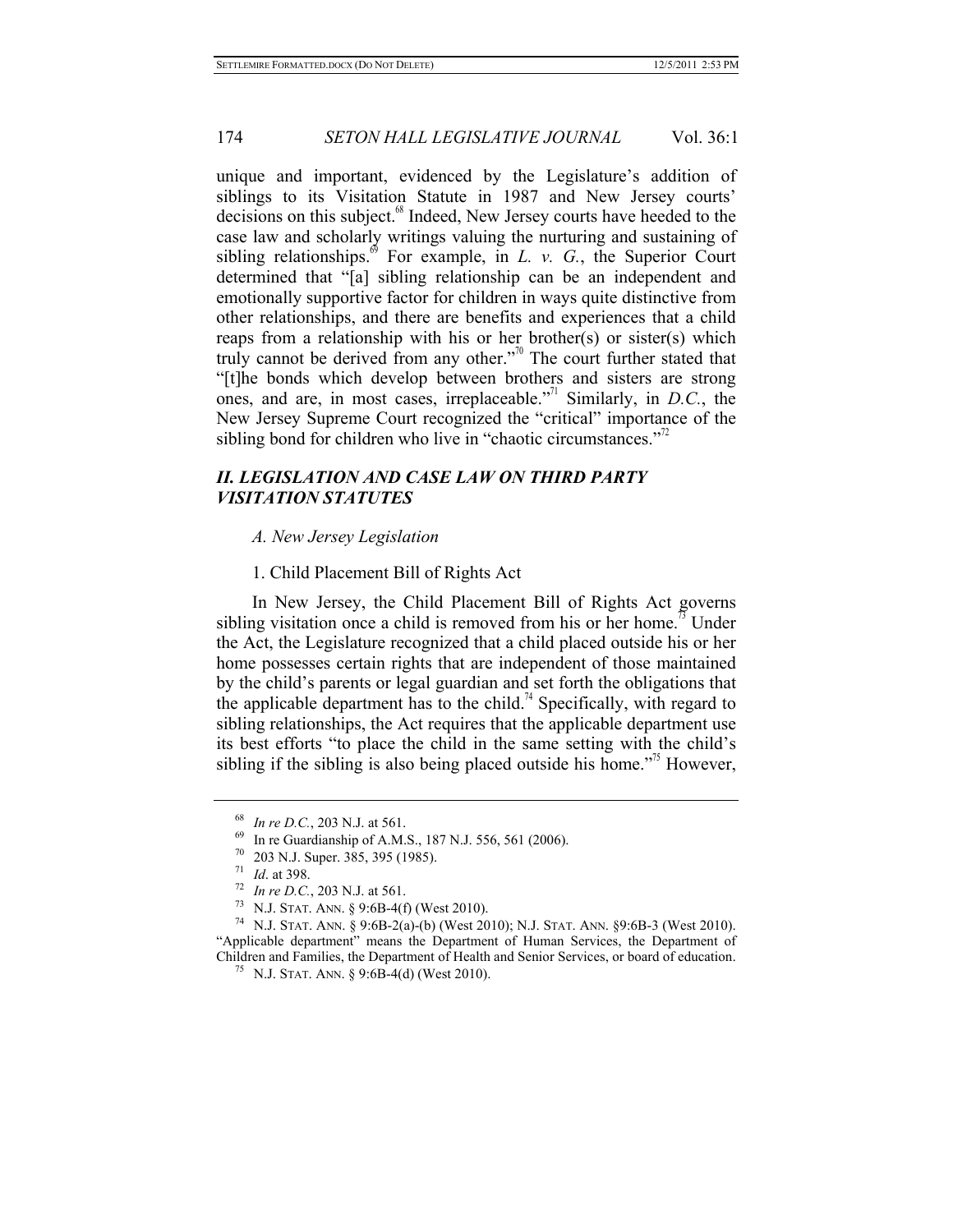unique and important, evidenced by the Legislature's addition of siblings to its Visitation Statute in 1987 and New Jersey courts' decisions on this subject.[68] Indeed, New Jersey courts have heeded to the case law and scholarly writings valuing the nurturing and sustaining of sibling relationships.[69] For example, in *L. v. G.*, the Superior Court determined that "[a] sibling relationship can be an independent and emotionally supportive factor for children in ways quite distinctive from other relationships, and there are benefits and experiences that a child reaps from a relationship with his or her brother(s) or sister(s) which truly cannot be derived from any other."[70] The court further stated that "[t]he bonds which develop between brothers and sisters are strong ones, and are, in most cases, irreplaceable."[71] Similarly, in *D.C.*, the New Jersey Supreme Court recognized the "critical" importance of the sibling bond for children who live in "chaotic circumstances."[72]

## *II. LEGISLATION AND CASE LAW ON THIRD PARTY VISITATION STATUTES*

### *A. New Jersey Legislation*

#### 1. Child Placement Bill of Rights Act

In New Jersey, the Child Placement Bill of Rights Act governs sibling visitation once a child is removed from his or her home.[73] Under the Act, the Legislature recognized that a child placed outside his or her home possesses certain rights that are independent of those maintained by the child's parents or legal guardian and set forth the obligations that the applicable department has to the child.[74] Specifically, with regard to sibling relationships, the Act requires that the applicable department use its best efforts "to place the child in the same setting with the child's sibling if the sibling is also being placed outside his home."[75] However,

---

[68] *In re D.C.*, 203 N.J. at 561.

[69] In re Guardianship of A.M.S., 187 N.J. 556, 561 (2006).

[70] 203 N.J. Super. 385, 395 (1985).

[71] *Id*. at 398.

[72] *In re D.C.*, 203 N.J. at 561.

[73] N.J. STAT. ANN. § 9:6B-4(f) (West 2010).

[74] N.J. STAT. ANN. § 9:6B-2(a)-(b) (West 2010); N.J. STAT. ANN. §9:6B-3 (West 2010). "Applicable department" means the Department of Human Services, the Department of Children and Families, the Department of Health and Senior Services, or board of education.

[75] N.J. STAT. ANN. § 9:6B-4(d) (West 2010).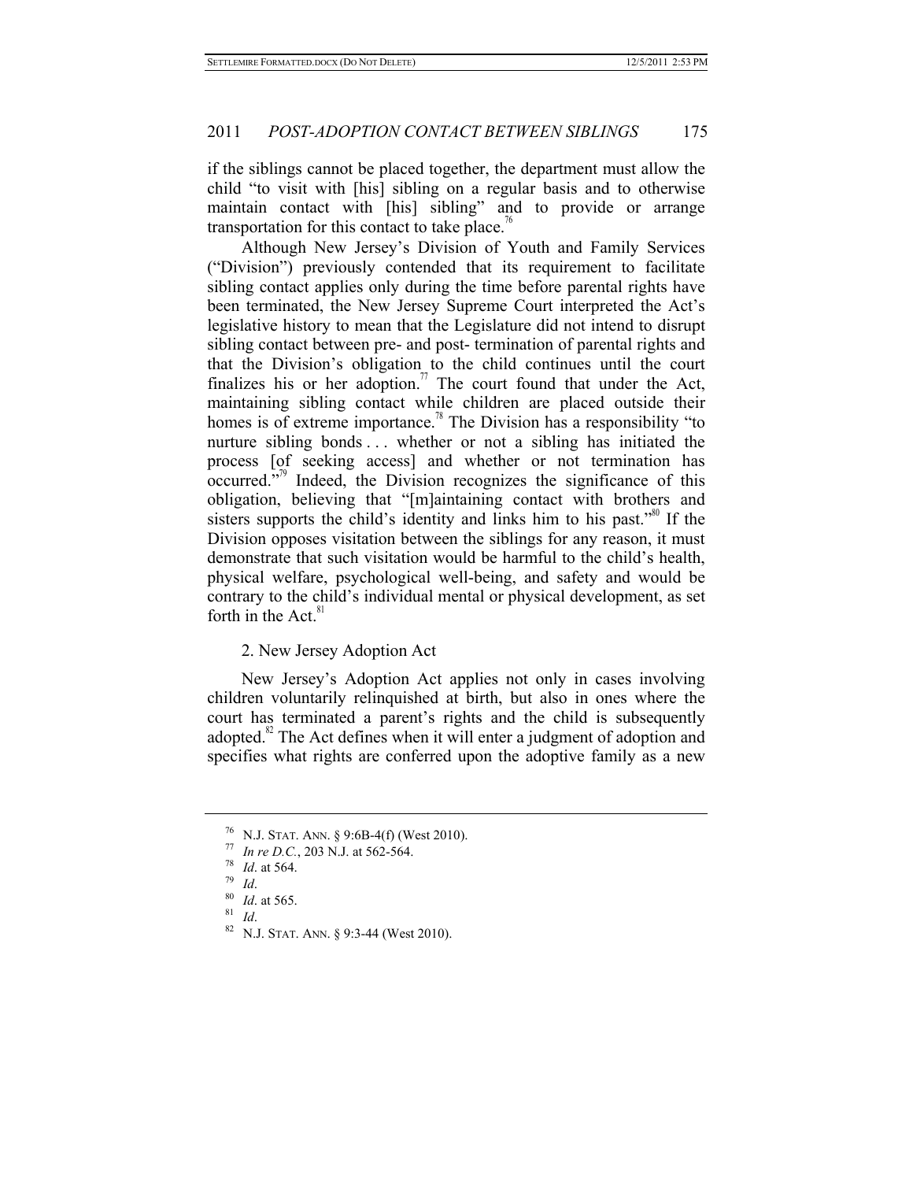if the siblings cannot be placed together, the department must allow the child "to visit with [his] sibling on a regular basis and to otherwise maintain contact with [his] sibling" and to provide or arrange transportation for this contact to take place.[76]

Although New Jersey's Division of Youth and Family Services ("Division") previously contended that its requirement to facilitate sibling contact applies only during the time before parental rights have been terminated, the New Jersey Supreme Court interpreted the Act's legislative history to mean that the Legislature did not intend to disrupt sibling contact between pre- and post- termination of parental rights and that the Division's obligation to the child continues until the court finalizes his or her adoption.[77] The court found that under the Act, maintaining sibling contact while children are placed outside their homes is of extreme importance.[78] The Division has a responsibility "to nurture sibling bonds . . . whether or not a sibling has initiated the process [of seeking access] and whether or not termination has occurred."[79] Indeed, the Division recognizes the significance of this obligation, believing that "[m]aintaining contact with brothers and sisters supports the child's identity and links him to his past."[80] If the Division opposes visitation between the siblings for any reason, it must demonstrate that such visitation would be harmful to the child's health, physical welfare, psychological well-being, and safety and would be contrary to the child's individual mental or physical development, as set forth in the Act.[81]

2. New Jersey Adoption Act

New Jersey's Adoption Act applies not only in cases involving children voluntarily relinquished at birth, but also in ones where the court has terminated a parent's rights and the child is subsequently adopted.[82] The Act defines when it will enter a judgment of adoption and specifies what rights are conferred upon the adoptive family as a new

---

[76] N.J. STAT. ANN. § 9:6B-4(f) (West 2010).

[77] *In re D.C.*, 203 N.J. at 562-564.

[78] *Id*. at 564.

[79] *Id*.

[80] *Id*. at 565.

[81] *Id*.

[82] N.J. STAT. ANN. § 9:3-44 (West 2010).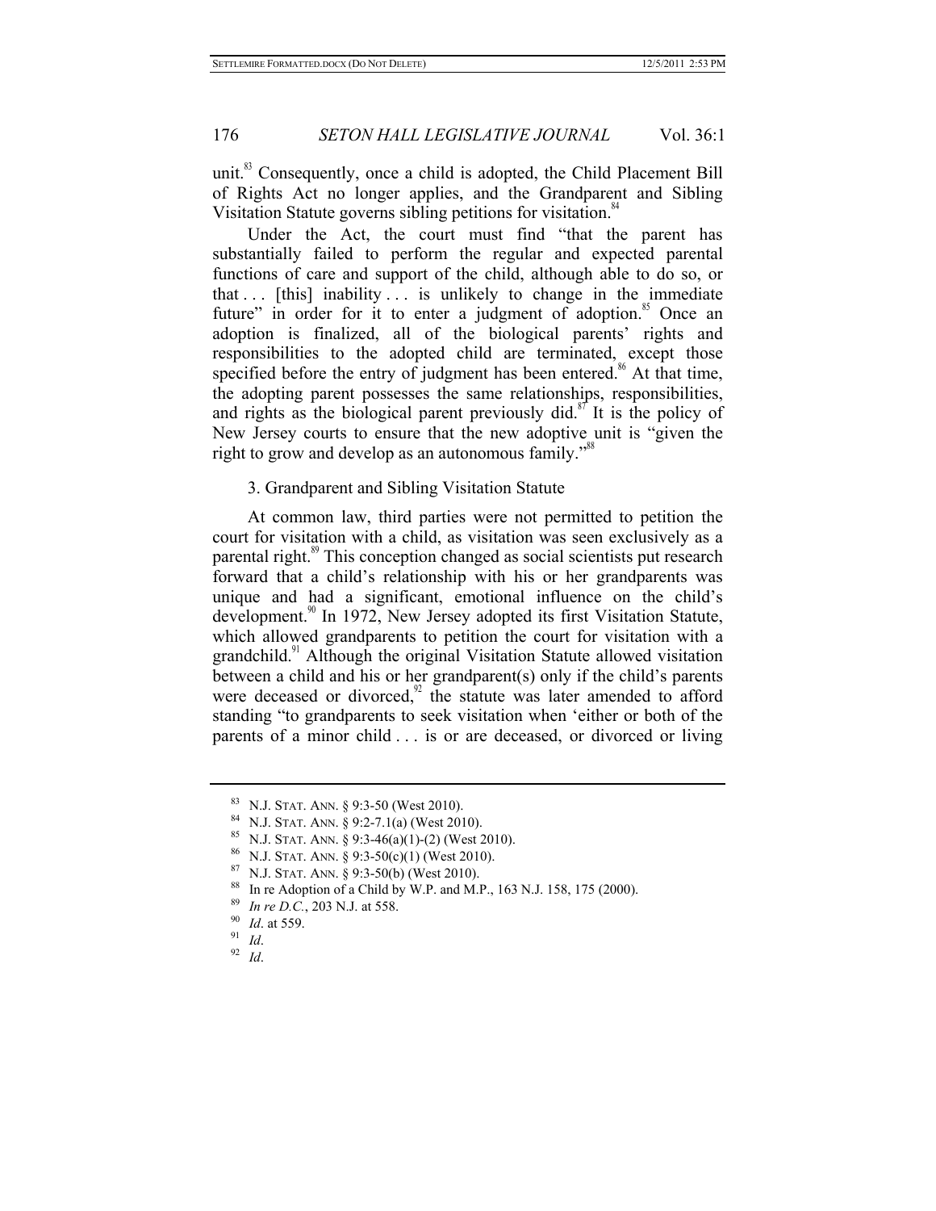unit.[83] Consequently, once a child is adopted, the Child Placement Bill of Rights Act no longer applies, and the Grandparent and Sibling Visitation Statute governs sibling petitions for visitation.[84]

Under the Act, the court must find "that the parent has substantially failed to perform the regular and expected parental functions of care and support of the child, although able to do so, or that . . . [this] inability . . . is unlikely to change in the immediate future" in order for it to enter a judgment of adoption.[85] Once an adoption is finalized, all of the biological parents' rights and responsibilities to the adopted child are terminated, except those specified before the entry of judgment has been entered.[86] At that time, the adopting parent possesses the same relationships, responsibilities, and rights as the biological parent previously did.[87] It is the policy of New Jersey courts to ensure that the new adoptive unit is "given the right to grow and develop as an autonomous family."[88]

3. Grandparent and Sibling Visitation Statute

At common law, third parties were not permitted to petition the court for visitation with a child, as visitation was seen exclusively as a parental right.[89] This conception changed as social scientists put research forward that a child's relationship with his or her grandparents was unique and had a significant, emotional influence on the child's development.[90] In 1972, New Jersey adopted its first Visitation Statute, which allowed grandparents to petition the court for visitation with a grandchild.[91] Although the original Visitation Statute allowed visitation between a child and his or her grandparent(s) only if the child's parents were deceased or divorced,[92] the statute was later amended to afford standing "to grandparents to seek visitation when 'either or both of the parents of a minor child . . . is or are deceased, or divorced or living

---

[83] N.J. STAT. ANN. § 9:3-50 (West 2010).

[84] N.J. STAT. ANN. § 9:2-7.1(a) (West 2010).

[85] N.J. STAT. ANN. § 9:3-46(a)(1)-(2) (West 2010).

[86] N.J. STAT. ANN. § 9:3-50(c)(1) (West 2010).

[87] N.J. STAT. ANN. § 9:3-50(b) (West 2010).

[88] In re Adoption of a Child by W.P. and M.P., 163 N.J. 158, 175 (2000).

[89] *In re D.C.*, 203 N.J. at 558.

[90] *Id*. at 559.

[91] *Id*.

[92] *Id*.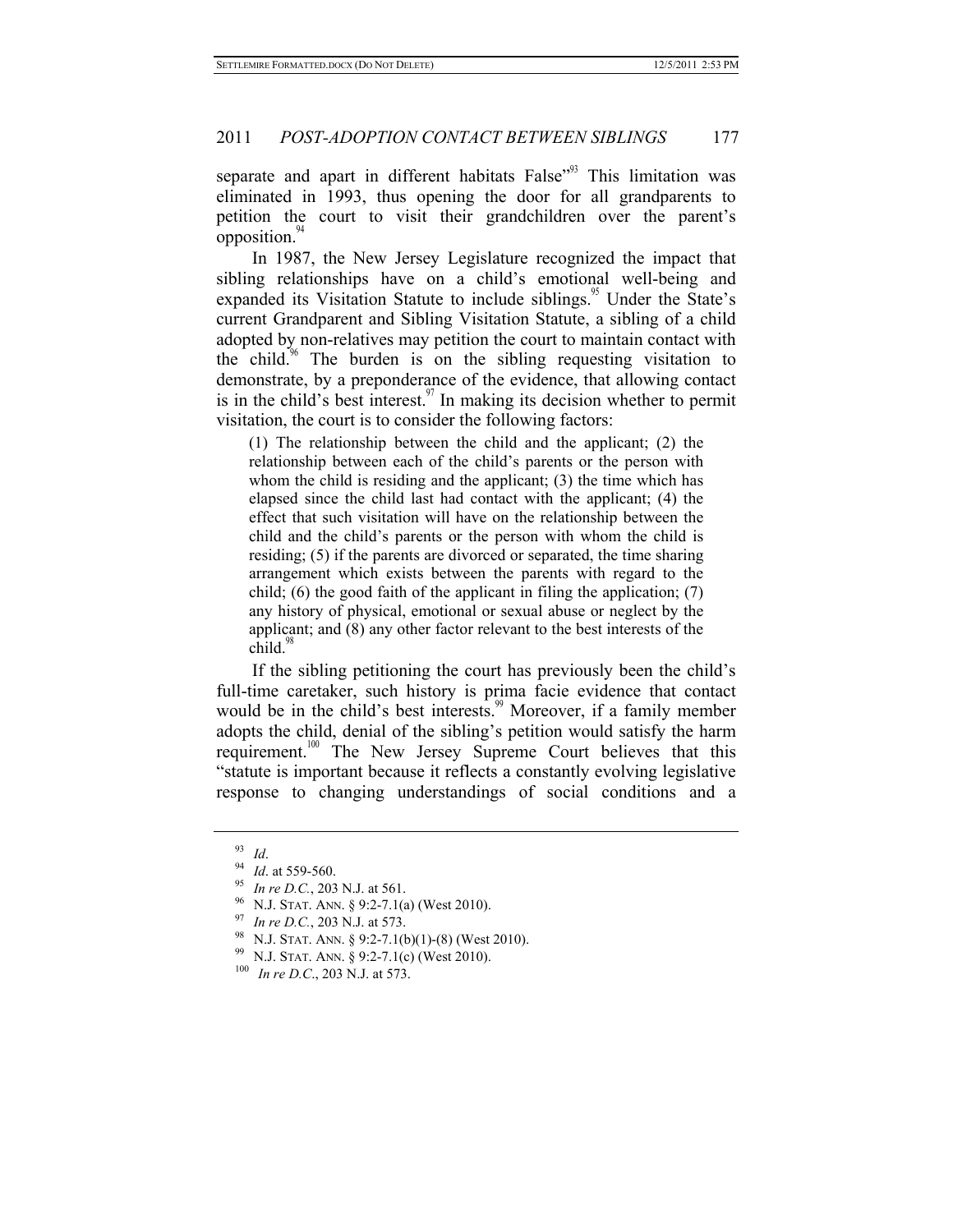separate and apart in different habitats False"[93] This limitation was eliminated in 1993, thus opening the door for all grandparents to petition the court to visit their grandchildren over the parent's opposition.[94]

In 1987, the New Jersey Legislature recognized the impact that sibling relationships have on a child's emotional well-being and expanded its Visitation Statute to include siblings.[95] Under the State's current Grandparent and Sibling Visitation Statute, a sibling of a child adopted by non-relatives may petition the court to maintain contact with the child.[96] The burden is on the sibling requesting visitation to demonstrate, by a preponderance of the evidence, that allowing contact is in the child's best interest.[97] In making its decision whether to permit visitation, the court is to consider the following factors:

> (1) The relationship between the child and the applicant; (2) the relationship between each of the child's parents or the person with whom the child is residing and the applicant; (3) the time which has elapsed since the child last had contact with the applicant; (4) the effect that such visitation will have on the relationship between the child and the child's parents or the person with whom the child is residing; (5) if the parents are divorced or separated, the time sharing arrangement which exists between the parents with regard to the child; (6) the good faith of the applicant in filing the application; (7) any history of physical, emotional or sexual abuse or neglect by the applicant; and (8) any other factor relevant to the best interests of the child.[98]

If the sibling petitioning the court has previously been the child's full-time caretaker, such history is prima facie evidence that contact would be in the child's best interests.[99] Moreover, if a family member adopts the child, denial of the sibling's petition would satisfy the harm requirement.[100] The New Jersey Supreme Court believes that this "statute is important because it reflects a constantly evolving legislative response to changing understandings of social conditions and a

---

[93] *Id*.

[94] *Id*. at 559-560.

[95] *In re D.C.*, 203 N.J. at 561.

[96] N.J. STAT. ANN. § 9:2-7.1(a) (West 2010).

[97] *In re D.C.*, 203 N.J. at 573.

[98] N.J. STAT. ANN. § 9:2-7.1(b)(1)-(8) (West 2010).

[99] N.J. STAT. ANN. § 9:2-7.1(c) (West 2010).

[100] *In re D.C.*, 203 N.J. at 573.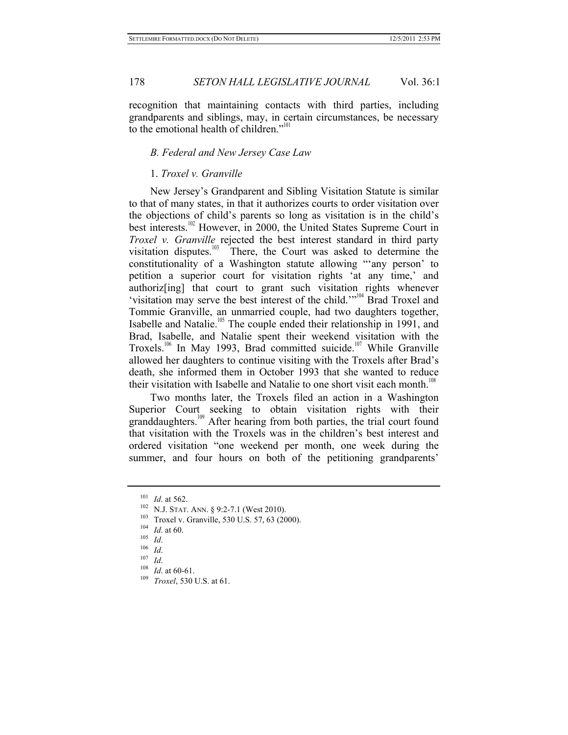recognition that maintaining contacts with third parties, including grandparents and siblings, may, in certain circumstances, be necessary to the emotional health of children."[101]

### *B. Federal and New Jersey Case Law*

#### 1. *Troxel v. Granville*

New Jersey's Grandparent and Sibling Visitation Statute is similar to that of many states, in that it authorizes courts to order visitation over the objections of child's parents so long as visitation is in the child's best interests.[102] However, in 2000, the United States Supreme Court in *Troxel v. Granville* rejected the best interest standard in third party visitation disputes.[103] There, the Court was asked to determine the constitutionality of a Washington statute allowing "'any person' to petition a superior court for visitation rights 'at any time,' and authoriz[ing] that court to grant such visitation rights whenever 'visitation may serve the best interest of the child.'"[104] Brad Troxel and Tommie Granville, an unmarried couple, had two daughters together, Isabelle and Natalie.[105] The couple ended their relationship in 1991, and Brad, Isabelle, and Natalie spent their weekend visitation with the Troxels.[106] In May 1993, Brad committed suicide.[107] While Granville allowed her daughters to continue visiting with the Troxels after Brad's death, she informed them in October 1993 that she wanted to reduce their visitation with Isabelle and Natalie to one short visit each month.[108]

Two months later, the Troxels filed an action in a Washington Superior Court seeking to obtain visitation rights with their granddaughters.[109] After hearing from both parties, the trial court found that visitation with the Troxels was in the children's best interest and ordered visitation "one weekend per month, one week during the summer, and four hours on both of the petitioning grandparents'

---

[101] *Id*. at 562.

[102] N.J. STAT. ANN. § 9:2-7.1 (West 2010).

[103] Troxel v. Granville, 530 U.S. 57, 63 (2000).

[104] *Id*. at 60.

[105] *Id*.

[106] *Id*.

[107] *Id*.

[108] *Id*. at 60-61.

[109] *Troxel*, 530 U.S. at 61.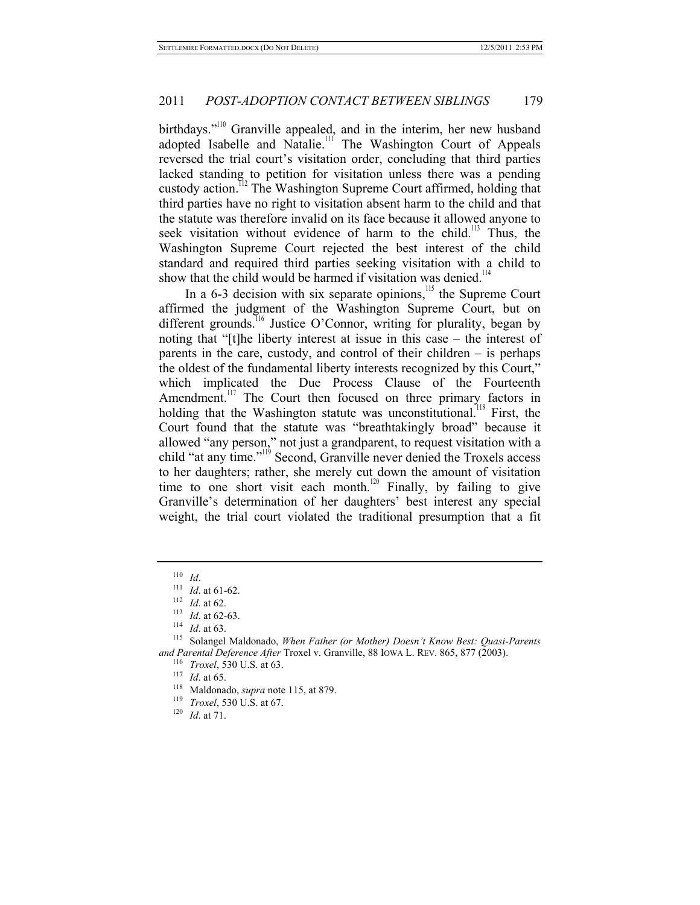birthdays."[110] Granville appealed, and in the interim, her new husband adopted Isabelle and Natalie.[111] The Washington Court of Appeals reversed the trial court's visitation order, concluding that third parties lacked standing to petition for visitation unless there was a pending custody action.[112] The Washington Supreme Court affirmed, holding that third parties have no right to visitation absent harm to the child and that the statute was therefore invalid on its face because it allowed anyone to seek visitation without evidence of harm to the child.[113] Thus, the Washington Supreme Court rejected the best interest of the child standard and required third parties seeking visitation with a child to show that the child would be harmed if visitation was denied.[114]

In a 6-3 decision with six separate opinions,[115] the Supreme Court affirmed the judgment of the Washington Supreme Court, but on different grounds.[116] Justice O'Connor, writing for plurality, began by noting that "[t]he liberty interest at issue in this case – the interest of parents in the care, custody, and control of their children – is perhaps the oldest of the fundamental liberty interests recognized by this Court," which implicated the Due Process Clause of the Fourteenth Amendment.[117] The Court then focused on three primary factors in holding that the Washington statute was unconstitutional.[118] First, the Court found that the statute was "breathtakingly broad" because it allowed "any person," not just a grandparent, to request visitation with a child "at any time."[119] Second, Granville never denied the Troxels access to her daughters; rather, she merely cut down the amount of visitation time to one short visit each month.[120] Finally, by failing to give Granville's determination of her daughters' best interest any special weight, the trial court violated the traditional presumption that a fit

---

[110] *Id*.

[111] *Id*. at 61-62.

[112] *Id*. at 62.

[113] *Id*. at 62-63.

[114] *Id*. at 63.

[115] Solangel Maldonado, *When Father (or Mother) Doesn't Know Best: Quasi-Parents and Parental Deference After* Troxel v. Granville, 88 IOWA L. REV. 865, 877 (2003).

[116] *Troxel*, 530 U.S. at 63.

[117] *Id*. at 65.

[118] Maldonado, *supra* note 115, at 879.

[119] *Troxel*, 530 U.S. at 67.

[120] *Id*. at 71.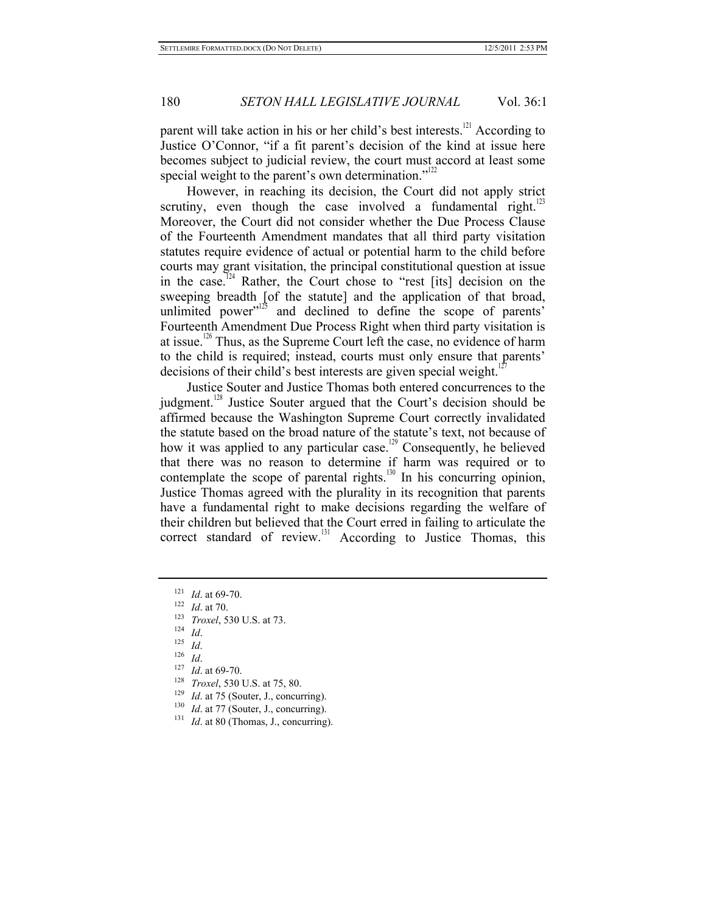parent will take action in his or her child's best interests.[121] According to Justice O'Connor, "if a fit parent's decision of the kind at issue here becomes subject to judicial review, the court must accord at least some special weight to the parent's own determination."[122]

However, in reaching its decision, the Court did not apply strict scrutiny, even though the case involved a fundamental right.[123] Moreover, the Court did not consider whether the Due Process Clause of the Fourteenth Amendment mandates that all third party visitation statutes require evidence of actual or potential harm to the child before courts may grant visitation, the principal constitutional question at issue in the case.[124] Rather, the Court chose to "rest [its] decision on the sweeping breadth [of the statute] and the application of that broad, unlimited power"[125] and declined to define the scope of parents' Fourteenth Amendment Due Process Right when third party visitation is at issue.[126] Thus, as the Supreme Court left the case, no evidence of harm to the child is required; instead, courts must only ensure that parents' decisions of their child's best interests are given special weight.[127]

Justice Souter and Justice Thomas both entered concurrences to the judgment.[128] Justice Souter argued that the Court's decision should be affirmed because the Washington Supreme Court correctly invalidated the statute based on the broad nature of the statute's text, not because of how it was applied to any particular case.[129] Consequently, he believed that there was no reason to determine if harm was required or to contemplate the scope of parental rights.[130] In his concurring opinion, Justice Thomas agreed with the plurality in its recognition that parents have a fundamental right to make decisions regarding the welfare of their children but believed that the Court erred in failing to articulate the correct standard of review.[131] According to Justice Thomas, this

---

[121] *Id*. at 69-70.
[122] *Id*. at 70.
[123] *Troxel*, 530 U.S. at 73.
[124] *Id*.
[125] *Id*.
[126] *Id*.
[127] *Id*. at 69-70.
[128] *Troxel*, 530 U.S. at 75, 80.
[129] *Id*. at 75 (Souter, J., concurring).
[130] *Id*. at 77 (Souter, J., concurring).
[131] *Id*. at 80 (Thomas, J., concurring).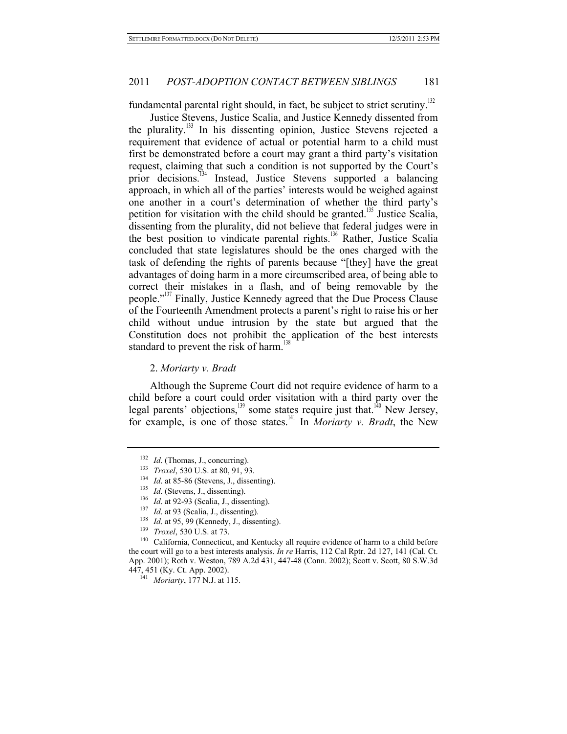fundamental parental right should, in fact, be subject to strict scrutiny.[132]

Justice Stevens, Justice Scalia, and Justice Kennedy dissented from the plurality.[133] In his dissenting opinion, Justice Stevens rejected a requirement that evidence of actual or potential harm to a child must first be demonstrated before a court may grant a third party's visitation request, claiming that such a condition is not supported by the Court's prior decisions.[134] Instead, Justice Stevens supported a balancing approach, in which all of the parties' interests would be weighed against one another in a court's determination of whether the third party's petition for visitation with the child should be granted.[135] Justice Scalia, dissenting from the plurality, did not believe that federal judges were in the best position to vindicate parental rights.[136] Rather, Justice Scalia concluded that state legislatures should be the ones charged with the task of defending the rights of parents because "[they] have the great advantages of doing harm in a more circumscribed area, of being able to correct their mistakes in a flash, and of being removable by the people."[137] Finally, Justice Kennedy agreed that the Due Process Clause of the Fourteenth Amendment protects a parent's right to raise his or her child without undue intrusion by the state but argued that the Constitution does not prohibit the application of the best interests standard to prevent the risk of harm.[138]

### 2. *Moriarty v. Bradt*

Although the Supreme Court did not require evidence of harm to a child before a court could order visitation with a third party over the legal parents' objections,[139] some states require just that.[140] New Jersey, for example, is one of those states.[141] In *Moriarty v. Bradt*, the New

---

[132] *Id*. (Thomas, J., concurring).

[133] *Troxel*, 530 U.S. at 80, 91, 93.

[134] *Id*. at 85-86 (Stevens, J., dissenting).

[135] *Id*. (Stevens, J., dissenting).

[136] *Id*. at 92-93 (Scalia, J., dissenting).

[137] *Id*. at 93 (Scalia, J., dissenting).

[138] *Id*. at 95, 99 (Kennedy, J., dissenting).

[139] *Troxel*, 530 U.S. at 73.

[140] California, Connecticut, and Kentucky all require evidence of harm to a child before the court will go to a best interests analysis. *In re* Harris, 112 Cal Rptr. 2d 127, 141 (Cal. Ct. App. 2001); Roth v. Weston, 789 A.2d 431, 447-48 (Conn. 2002); Scott v. Scott, 80 S.W.3d 447, 451 (Ky. Ct. App. 2002).

[141] *Moriarty*, 177 N.J. at 115.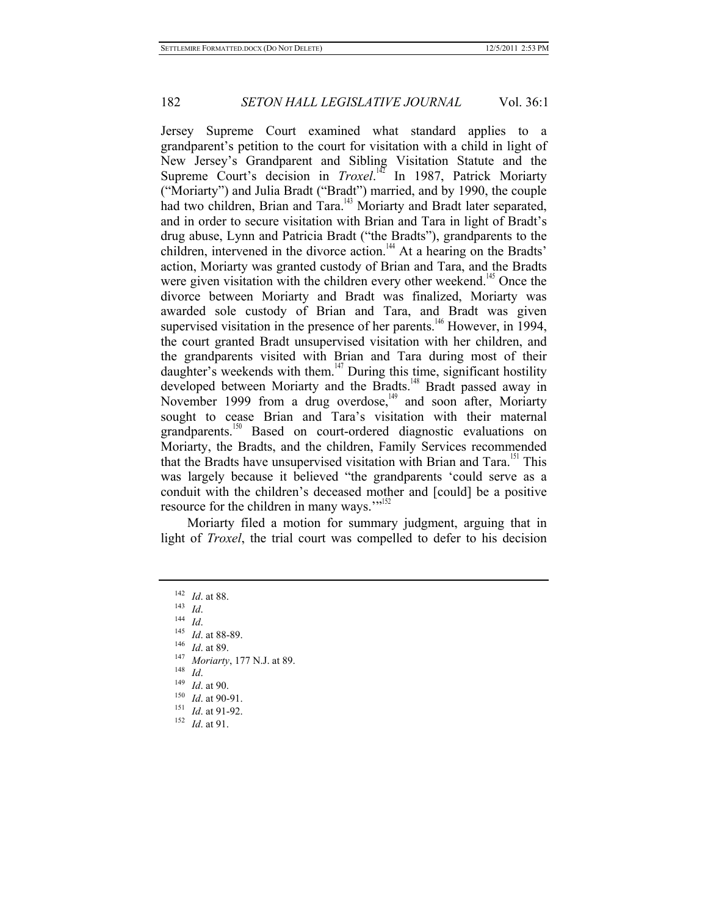Jersey Supreme Court examined what standard applies to a grandparent's petition to the court for visitation with a child in light of New Jersey's Grandparent and Sibling Visitation Statute and the Supreme Court's decision in *Troxel*.[142] In 1987, Patrick Moriarty ("Moriarty") and Julia Bradt ("Bradt") married, and by 1990, the couple had two children, Brian and Tara.[143] Moriarty and Bradt later separated, and in order to secure visitation with Brian and Tara in light of Bradt's drug abuse, Lynn and Patricia Bradt ("the Bradts"), grandparents to the children, intervened in the divorce action.[144] At a hearing on the Bradts' action, Moriarty was granted custody of Brian and Tara, and the Bradts were given visitation with the children every other weekend.[145] Once the divorce between Moriarty and Bradt was finalized, Moriarty was awarded sole custody of Brian and Tara, and Bradt was given supervised visitation in the presence of her parents.[146] However, in 1994, the court granted Bradt unsupervised visitation with her children, and the grandparents visited with Brian and Tara during most of their daughter's weekends with them.[147] During this time, significant hostility developed between Moriarty and the Bradts.[148] Bradt passed away in November 1999 from a drug overdose,[149] and soon after, Moriarty sought to cease Brian and Tara's visitation with their maternal grandparents.[150] Based on court-ordered diagnostic evaluations on Moriarty, the Bradts, and the children, Family Services recommended that the Bradts have unsupervised visitation with Brian and Tara.[151] This was largely because it believed "the grandparents 'could serve as a conduit with the children's deceased mother and [could] be a positive resource for the children in many ways.'"[152]

Moriarty filed a motion for summary judgment, arguing that in light of *Troxel*, the trial court was compelled to defer to his decision

---

[142] *Id*. at 88.

[143] *Id*.

[144] *Id*.

[145] *Id*. at 88-89.

[146] *Id*. at 89.

[147] *Moriarty*, 177 N.J. at 89.

[148] *Id*.

[149] *Id*. at 90.

[150] *Id*. at 90-91.

[151] *Id*. at 91-92.

[152] *Id*. at 91.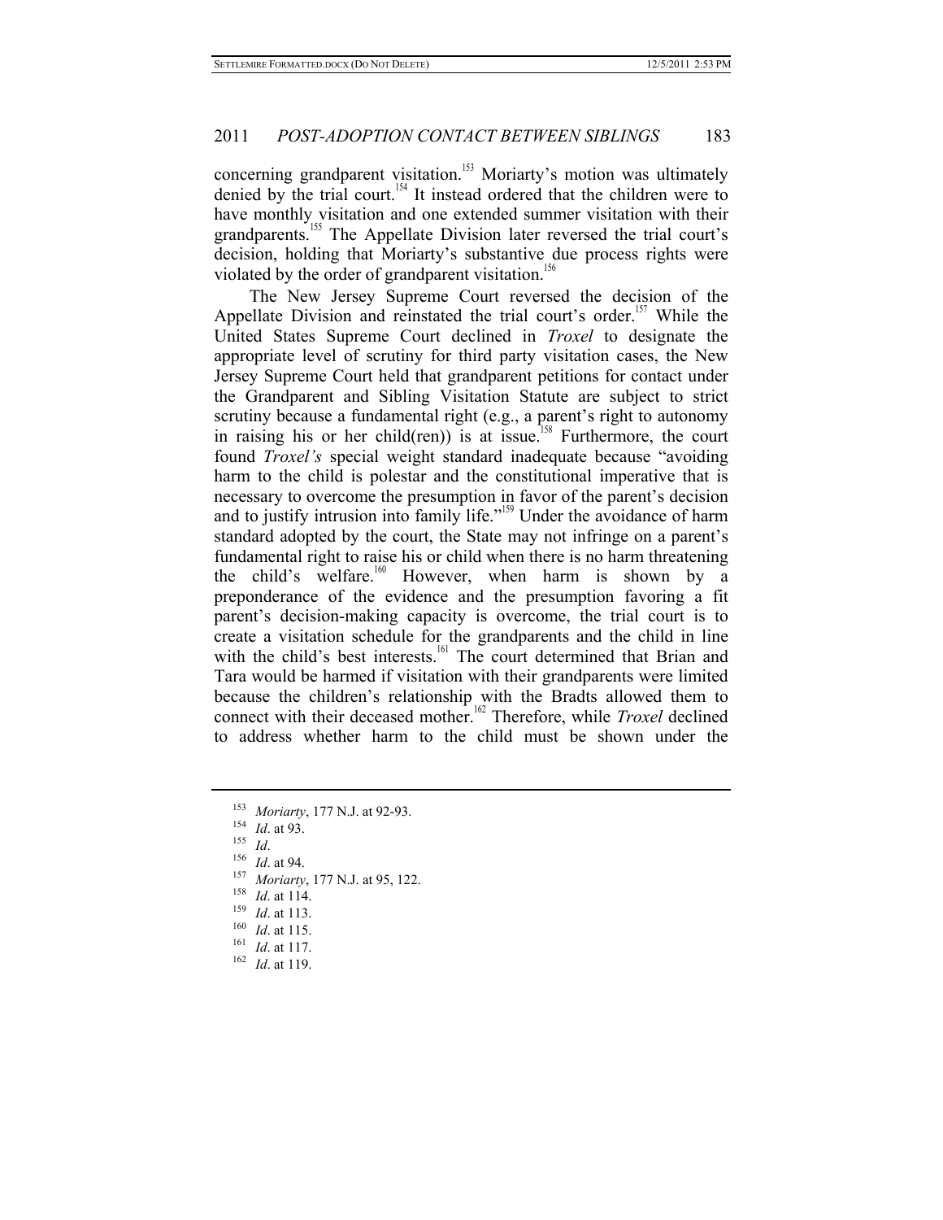concerning grandparent visitation.[153] Moriarty's motion was ultimately denied by the trial court.[154] It instead ordered that the children were to have monthly visitation and one extended summer visitation with their grandparents.[155] The Appellate Division later reversed the trial court's decision, holding that Moriarty's substantive due process rights were violated by the order of grandparent visitation.[156]

The New Jersey Supreme Court reversed the decision of the Appellate Division and reinstated the trial court's order.[157] While the United States Supreme Court declined in *Troxel* to designate the appropriate level of scrutiny for third party visitation cases, the New Jersey Supreme Court held that grandparent petitions for contact under the Grandparent and Sibling Visitation Statute are subject to strict scrutiny because a fundamental right (e.g., a parent's right to autonomy in raising his or her child(ren)) is at issue.[158] Furthermore, the court found *Troxel's* special weight standard inadequate because "avoiding harm to the child is polestar and the constitutional imperative that is necessary to overcome the presumption in favor of the parent's decision and to justify intrusion into family life."[159] Under the avoidance of harm standard adopted by the court, the State may not infringe on a parent's fundamental right to raise his or child when there is no harm threatening the child's welfare.[160] However, when harm is shown by a preponderance of the evidence and the presumption favoring a fit parent's decision-making capacity is overcome, the trial court is to create a visitation schedule for the grandparents and the child in line with the child's best interests.[161] The court determined that Brian and Tara would be harmed if visitation with their grandparents were limited because the children's relationship with the Bradts allowed them to connect with their deceased mother.[162] Therefore, while *Troxel* declined to address whether harm to the child must be shown under the

---

[153] *Moriarty*, 177 N.J. at 92-93.
[154] *Id*. at 93.
[155] *Id*.
[156] *Id*. at 94.
[157] *Moriarty*, 177 N.J. at 95, 122.
[158] *Id*. at 114.
[159] *Id*. at 113.
[160] *Id*. at 115.
[161] *Id*. at 117.
[162] *Id*. at 119.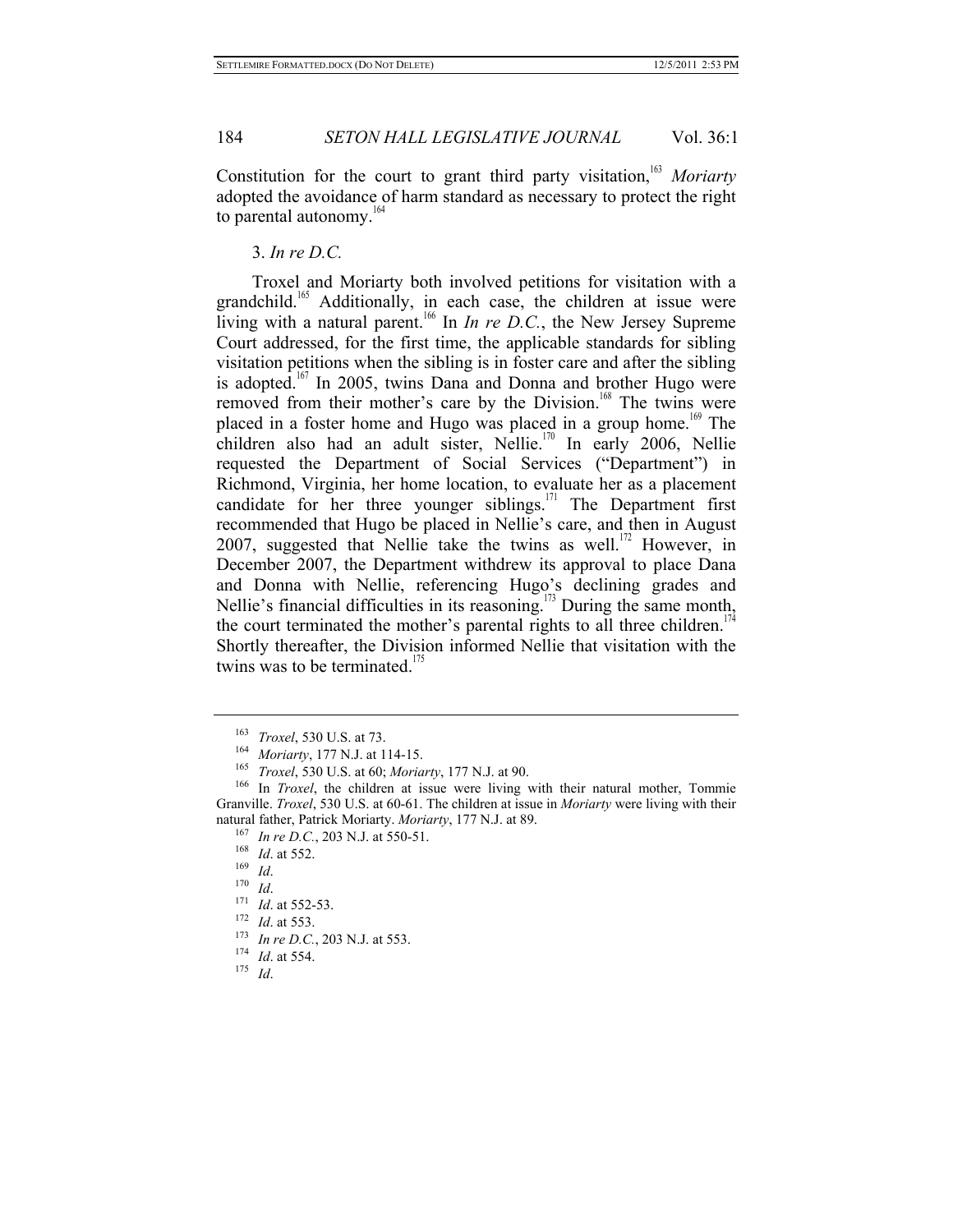Constitution for the court to grant third party visitation,[163] *Moriarty* adopted the avoidance of harm standard as necessary to protect the right to parental autonomy.[164]

### 3. *In re D.C.*

Troxel and Moriarty both involved petitions for visitation with a grandchild.[165] Additionally, in each case, the children at issue were living with a natural parent.[166] In *In re D.C.*, the New Jersey Supreme Court addressed, for the first time, the applicable standards for sibling visitation petitions when the sibling is in foster care and after the sibling is adopted.[167] In 2005, twins Dana and Donna and brother Hugo were removed from their mother's care by the Division.[168] The twins were placed in a foster home and Hugo was placed in a group home.[169] The children also had an adult sister, Nellie.[170] In early 2006, Nellie requested the Department of Social Services ("Department") in Richmond, Virginia, her home location, to evaluate her as a placement candidate for her three younger siblings.[171] The Department first recommended that Hugo be placed in Nellie's care, and then in August 2007, suggested that Nellie take the twins as well.[172] However, in December 2007, the Department withdrew its approval to place Dana and Donna with Nellie, referencing Hugo's declining grades and Nellie's financial difficulties in its reasoning.[173] During the same month, the court terminated the mother's parental rights to all three children.[174] Shortly thereafter, the Division informed Nellie that visitation with the twins was to be terminated.[175]

---

[163] *Troxel*, 530 U.S. at 73.

[164] *Moriarty*, 177 N.J. at 114-15.

[165] *Troxel*, 530 U.S. at 60; *Moriarty*, 177 N.J. at 90.

[166] In *Troxel*, the children at issue were living with their natural mother, Tommie Granville. *Troxel*, 530 U.S. at 60-61. The children at issue in *Moriarty* were living with their natural father, Patrick Moriarty. *Moriarty*, 177 N.J. at 89.

[167] *In re D.C.*, 203 N.J. at 550-51.

[168] *Id*. at 552.

[169] *Id*.

[170] *Id*.

[171] *Id*. at 552-53.

[172] *Id*. at 553.

[173] *In re D.C.*, 203 N.J. at 553.

[174] *Id*. at 554.

[175] *Id*.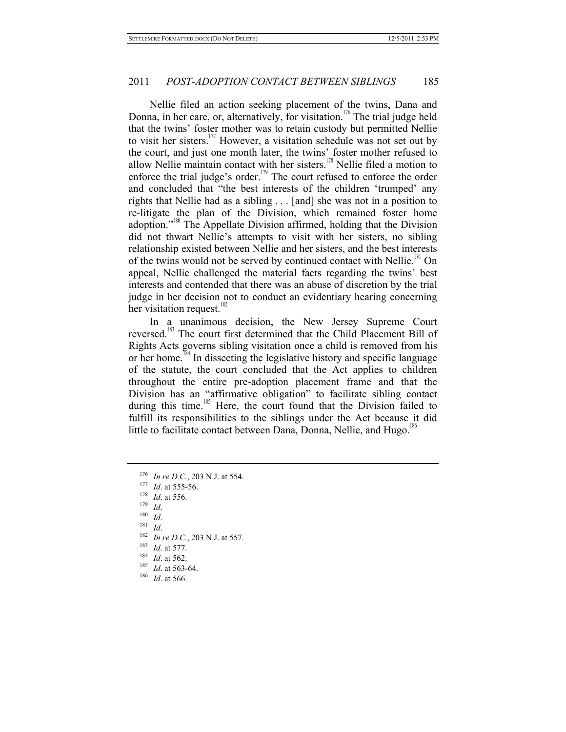Nellie filed an action seeking placement of the twins, Dana and Donna, in her care, or, alternatively, for visitation.[176] The trial judge held that the twins' foster mother was to retain custody but permitted Nellie to visit her sisters.[177] However, a visitation schedule was not set out by the court, and just one month later, the twins' foster mother refused to allow Nellie maintain contact with her sisters.[178] Nellie filed a motion to enforce the trial judge's order.[179] The court refused to enforce the order and concluded that "the best interests of the children 'trumped' any rights that Nellie had as a sibling . . . [and] she was not in a position to re-litigate the plan of the Division, which remained foster home adoption."[180] The Appellate Division affirmed, holding that the Division did not thwart Nellie's attempts to visit with her sisters, no sibling relationship existed between Nellie and her sisters, and the best interests of the twins would not be served by continued contact with Nellie.[181] On appeal, Nellie challenged the material facts regarding the twins' best interests and contended that there was an abuse of discretion by the trial judge in her decision not to conduct an evidentiary hearing concerning her visitation request.[182]

In a unanimous decision, the New Jersey Supreme Court reversed.[183] The court first determined that the Child Placement Bill of Rights Acts governs sibling visitation once a child is removed from his or her home.[184] In dissecting the legislative history and specific language of the statute, the court concluded that the Act applies to children throughout the entire pre-adoption placement frame and that the Division has an "affirmative obligation" to facilitate sibling contact during this time.[185] Here, the court found that the Division failed to fulfill its responsibilities to the siblings under the Act because it did little to facilitate contact between Dana, Donna, Nellie, and Hugo.[186]

---

[176] *In re D.C.*, 203 N.J. at 554.
[177] *Id*. at 555-56.
[178] *Id*. at 556.
[179] *Id*.
[180] *Id*.
[181] *Id*.
[182] *In re D.C.*, 203 N.J. at 557.
[183] *Id*. at 577.
[184] *Id*. at 562.
[185] *Id*. at 563-64.
[186] *Id*. at 566.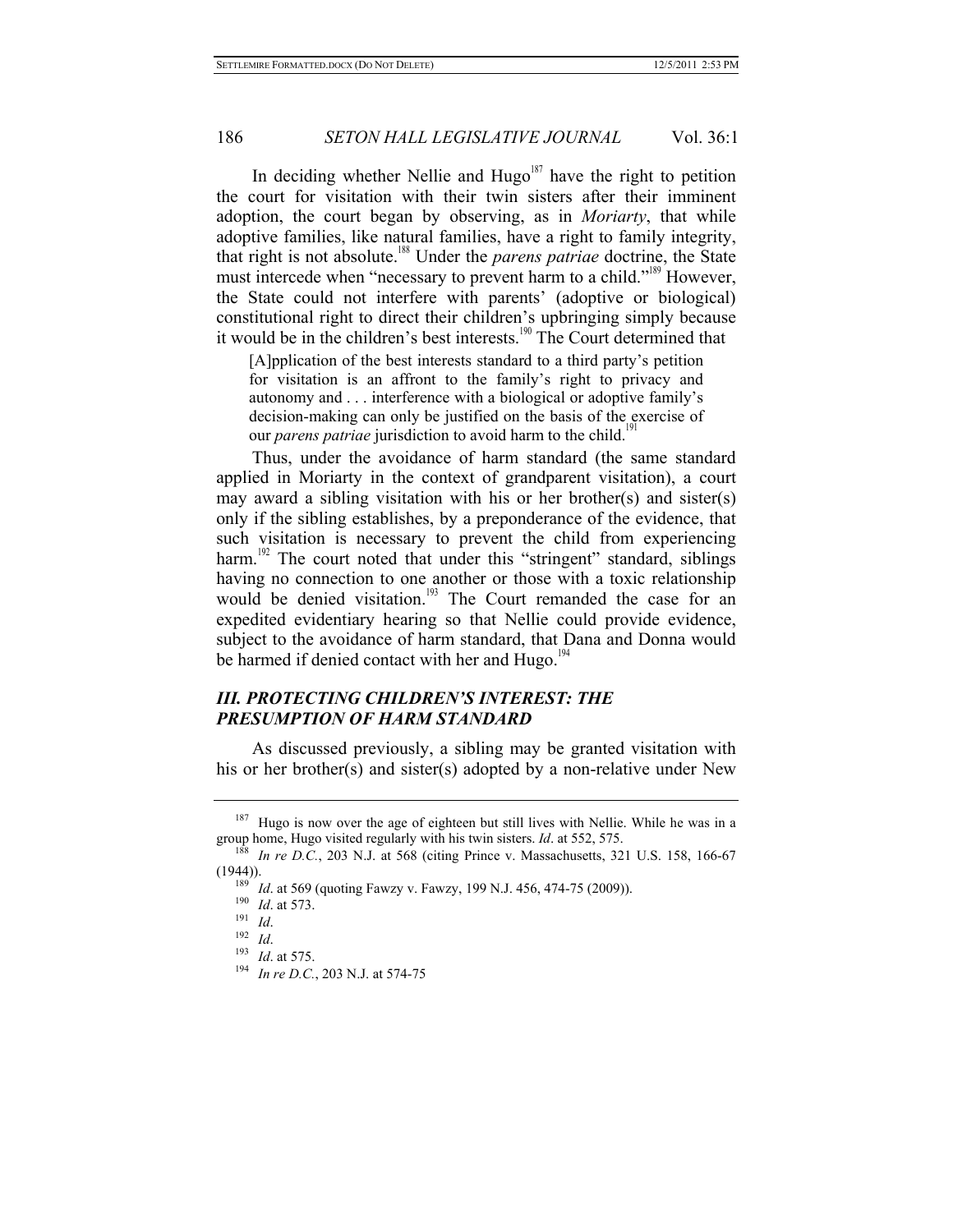In deciding whether Nellie and Hugo[187] have the right to petition the court for visitation with their twin sisters after their imminent adoption, the court began by observing, as in *Moriarty*, that while adoptive families, like natural families, have a right to family integrity, that right is not absolute.[188] Under the *parens patriae* doctrine, the State must intercede when "necessary to prevent harm to a child."[189] However, the State could not interfere with parents' (adoptive or biological) constitutional right to direct their children's upbringing simply because it would be in the children's best interests.[190] The Court determined that

> [A]pplication of the best interests standard to a third party's petition for visitation is an affront to the family's right to privacy and autonomy and . . . interference with a biological or adoptive family's decision-making can only be justified on the basis of the exercise of our *parens patriae* jurisdiction to avoid harm to the child.[191]

Thus, under the avoidance of harm standard (the same standard applied in Moriarty in the context of grandparent visitation), a court may award a sibling visitation with his or her brother(s) and sister(s) only if the sibling establishes, by a preponderance of the evidence, that such visitation is necessary to prevent the child from experiencing harm.[192] The court noted that under this "stringent" standard, siblings having no connection to one another or those with a toxic relationship would be denied visitation.[193] The Court remanded the case for an expedited evidentiary hearing so that Nellie could provide evidence, subject to the avoidance of harm standard, that Dana and Donna would be harmed if denied contact with her and Hugo.[194]

## *III. PROTECTING CHILDREN'S INTEREST: THE PRESUMPTION OF HARM STANDARD*

As discussed previously, a sibling may be granted visitation with his or her brother(s) and sister(s) adopted by a non-relative under New

---

[187] Hugo is now over the age of eighteen but still lives with Nellie. While he was in a group home, Hugo visited regularly with his twin sisters. *Id*. at 552, 575.

[188] *In re D.C.*, 203 N.J. at 568 (citing Prince v. Massachusetts, 321 U.S. 158, 166-67 (1944)).

[189] *Id*. at 569 (quoting Fawzy v. Fawzy, 199 N.J. 456, 474-75 (2009)).

[190] *Id*. at 573.

[191] *Id*.

[192] *Id*.

[193] *Id*. at 575.

[194] *In re D.C.*, 203 N.J. at 574-75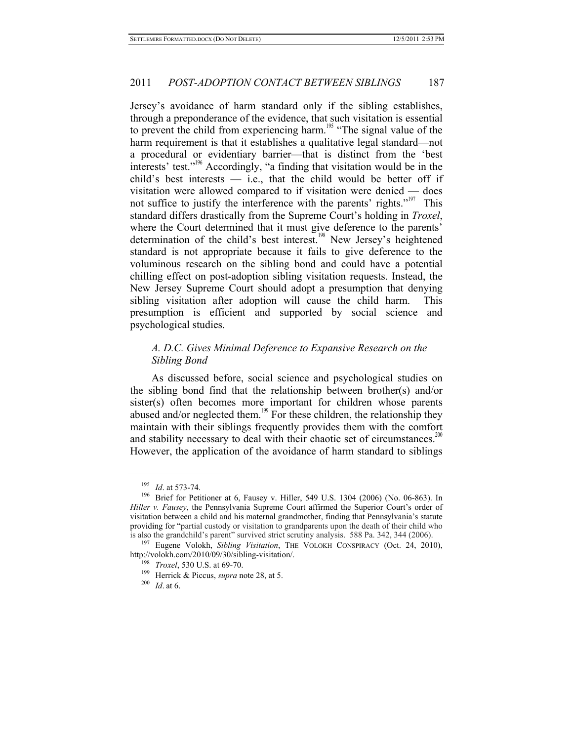Jersey's avoidance of harm standard only if the sibling establishes, through a preponderance of the evidence, that such visitation is essential to prevent the child from experiencing harm.[195] "The signal value of the harm requirement is that it establishes a qualitative legal standard—not a procedural or evidentiary barrier—that is distinct from the 'best interests' test."[196] Accordingly, "a finding that visitation would be in the child's best interests — i.e., that the child would be better off if visitation were allowed compared to if visitation were denied — does not suffice to justify the interference with the parents' rights."[197] This standard differs drastically from the Supreme Court's holding in *Troxel*, where the Court determined that it must give deference to the parents' determination of the child's best interest.[198] New Jersey's heightened standard is not appropriate because it fails to give deference to the voluminous research on the sibling bond and could have a potential chilling effect on post-adoption sibling visitation requests. Instead, the New Jersey Supreme Court should adopt a presumption that denying sibling visitation after adoption will cause the child harm. This presumption is efficient and supported by social science and psychological studies.

### *A. D.C. Gives Minimal Deference to Expansive Research on the Sibling Bond*

As discussed before, social science and psychological studies on the sibling bond find that the relationship between brother(s) and/or sister(s) often becomes more important for children whose parents abused and/or neglected them.[199] For these children, the relationship they maintain with their siblings frequently provides them with the comfort and stability necessary to deal with their chaotic set of circumstances.[200] However, the application of the avoidance of harm standard to siblings

---

[195] *Id*. at 573-74.

[196] Brief for Petitioner at 6, Fausey v. Hiller, 549 U.S. 1304 (2006) (No. 06-863). In *Hiller v. Fausey*, the Pennsylvania Supreme Court affirmed the Superior Court's order of visitation between a child and his maternal grandmother, finding that Pennsylvania's statute providing for "partial custody or visitation to grandparents upon the death of their child who is also the grandchild's parent" survived strict scrutiny analysis. 588 Pa. 342, 344 (2006).

[197] Eugene Volokh, *Sibling Visitation*, THE VOLOKH CONSPIRACY (Oct. 24, 2010), http://volokh.com/2010/09/30/sibling-visitation/.

[198] *Troxel*, 530 U.S. at 69-70.

[199] Herrick & Piccus, *supra* note 28, at 5.

[200] *Id*. at 6.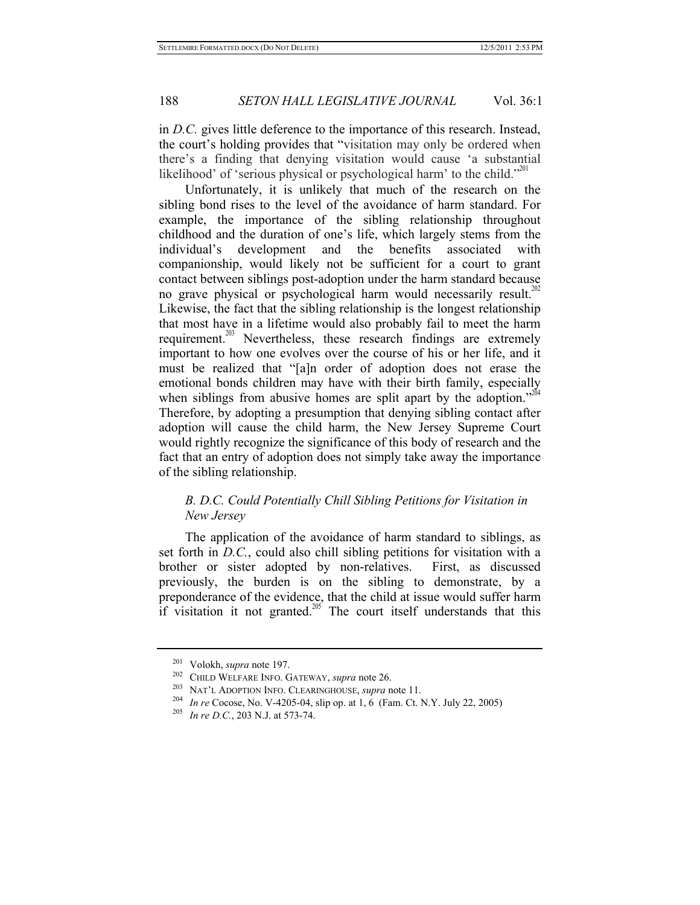in *D.C.* gives little deference to the importance of this research. Instead, the court's holding provides that "visitation may only be ordered when there's a finding that denying visitation would cause 'a substantial likelihood' of 'serious physical or psychological harm' to the child."[201]

Unfortunately, it is unlikely that much of the research on the sibling bond rises to the level of the avoidance of harm standard. For example, the importance of the sibling relationship throughout childhood and the duration of one's life, which largely stems from the individual's development and the benefits associated with companionship, would likely not be sufficient for a court to grant contact between siblings post-adoption under the harm standard because no grave physical or psychological harm would necessarily result.[202] Likewise, the fact that the sibling relationship is the longest relationship that most have in a lifetime would also probably fail to meet the harm requirement.[203] Nevertheless, these research findings are extremely important to how one evolves over the course of his or her life, and it must be realized that "[a]n order of adoption does not erase the emotional bonds children may have with their birth family, especially when siblings from abusive homes are split apart by the adoption."[204] Therefore, by adopting a presumption that denying sibling contact after adoption will cause the child harm, the New Jersey Supreme Court would rightly recognize the significance of this body of research and the fact that an entry of adoption does not simply take away the importance of the sibling relationship.

### *B. D.C. Could Potentially Chill Sibling Petitions for Visitation in New Jersey*

The application of the avoidance of harm standard to siblings, as set forth in *D.C.*, could also chill sibling petitions for visitation with a brother or sister adopted by non-relatives. First, as discussed previously, the burden is on the sibling to demonstrate, by a preponderance of the evidence, that the child at issue would suffer harm if visitation it not granted.[205] The court itself understands that this

---

[201] Volokh, *supra* note 197.

[202] CHILD WELFARE INFO. GATEWAY, *supra* note 26.

[203] NAT'L ADOPTION INFO. CLEARINGHOUSE, *supra* note 11.

[204] *In re* Cocose, No. V-4205-04, slip op. at 1, 6 (Fam. Ct. N.Y. July 22, 2005)

[205] *In re D.C.*, 203 N.J. at 573-74.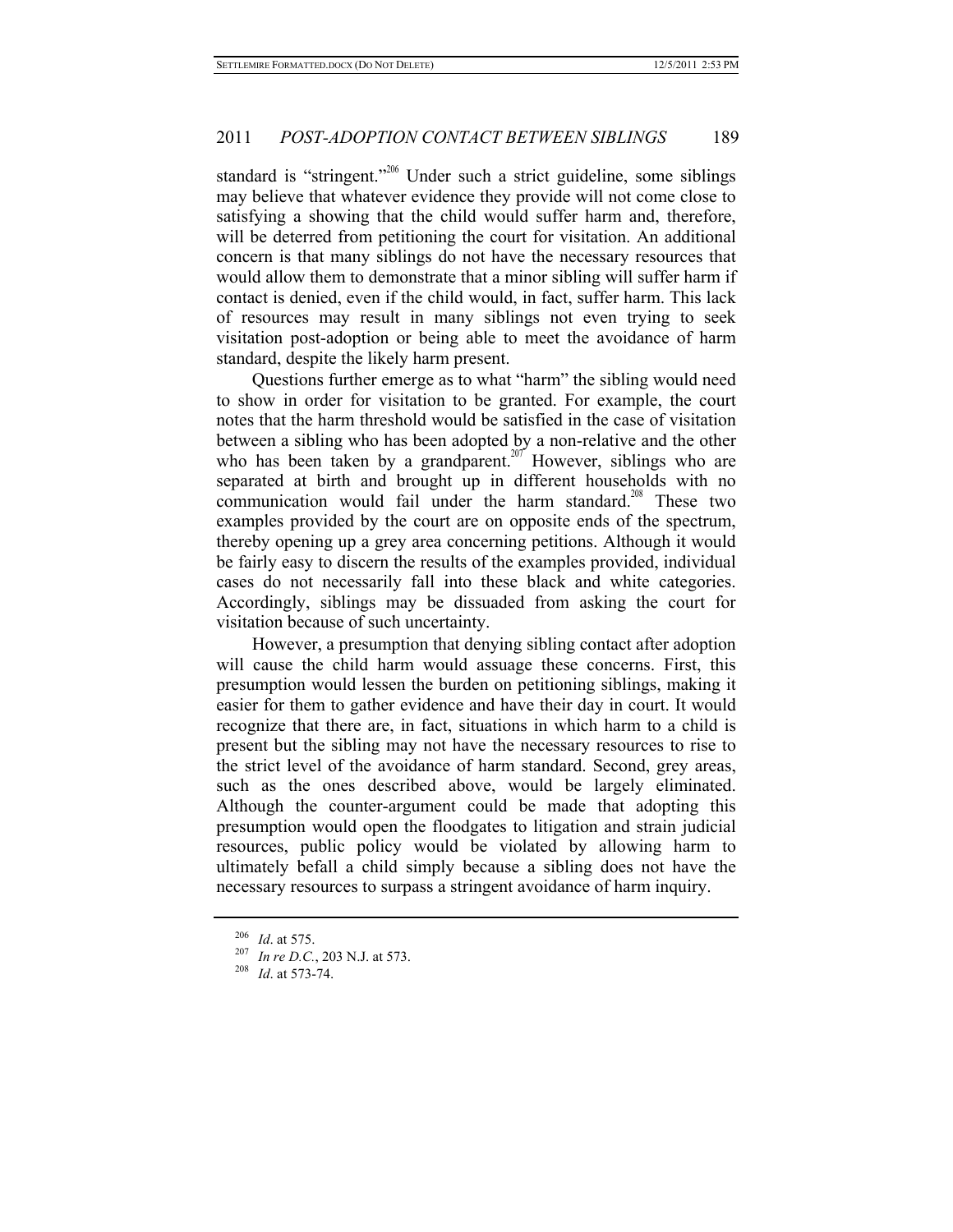standard is "stringent."[206] Under such a strict guideline, some siblings may believe that whatever evidence they provide will not come close to satisfying a showing that the child would suffer harm and, therefore, will be deterred from petitioning the court for visitation. An additional concern is that many siblings do not have the necessary resources that would allow them to demonstrate that a minor sibling will suffer harm if contact is denied, even if the child would, in fact, suffer harm. This lack of resources may result in many siblings not even trying to seek visitation post-adoption or being able to meet the avoidance of harm standard, despite the likely harm present.

Questions further emerge as to what "harm" the sibling would need to show in order for visitation to be granted. For example, the court notes that the harm threshold would be satisfied in the case of visitation between a sibling who has been adopted by a non-relative and the other who has been taken by a grandparent.[207] However, siblings who are separated at birth and brought up in different households with no communication would fail under the harm standard.[208] These two examples provided by the court are on opposite ends of the spectrum, thereby opening up a grey area concerning petitions. Although it would be fairly easy to discern the results of the examples provided, individual cases do not necessarily fall into these black and white categories. Accordingly, siblings may be dissuaded from asking the court for visitation because of such uncertainty.

However, a presumption that denying sibling contact after adoption will cause the child harm would assuage these concerns. First, this presumption would lessen the burden on petitioning siblings, making it easier for them to gather evidence and have their day in court. It would recognize that there are, in fact, situations in which harm to a child is present but the sibling may not have the necessary resources to rise to the strict level of the avoidance of harm standard. Second, grey areas, such as the ones described above, would be largely eliminated. Although the counter-argument could be made that adopting this presumption would open the floodgates to litigation and strain judicial resources, public policy would be violated by allowing harm to ultimately befall a child simply because a sibling does not have the necessary resources to surpass a stringent avoidance of harm inquiry.

---

[206] *Id*. at 575.

[207] *In re D.C.*, 203 N.J. at 573.

[208] *Id*. at 573-74.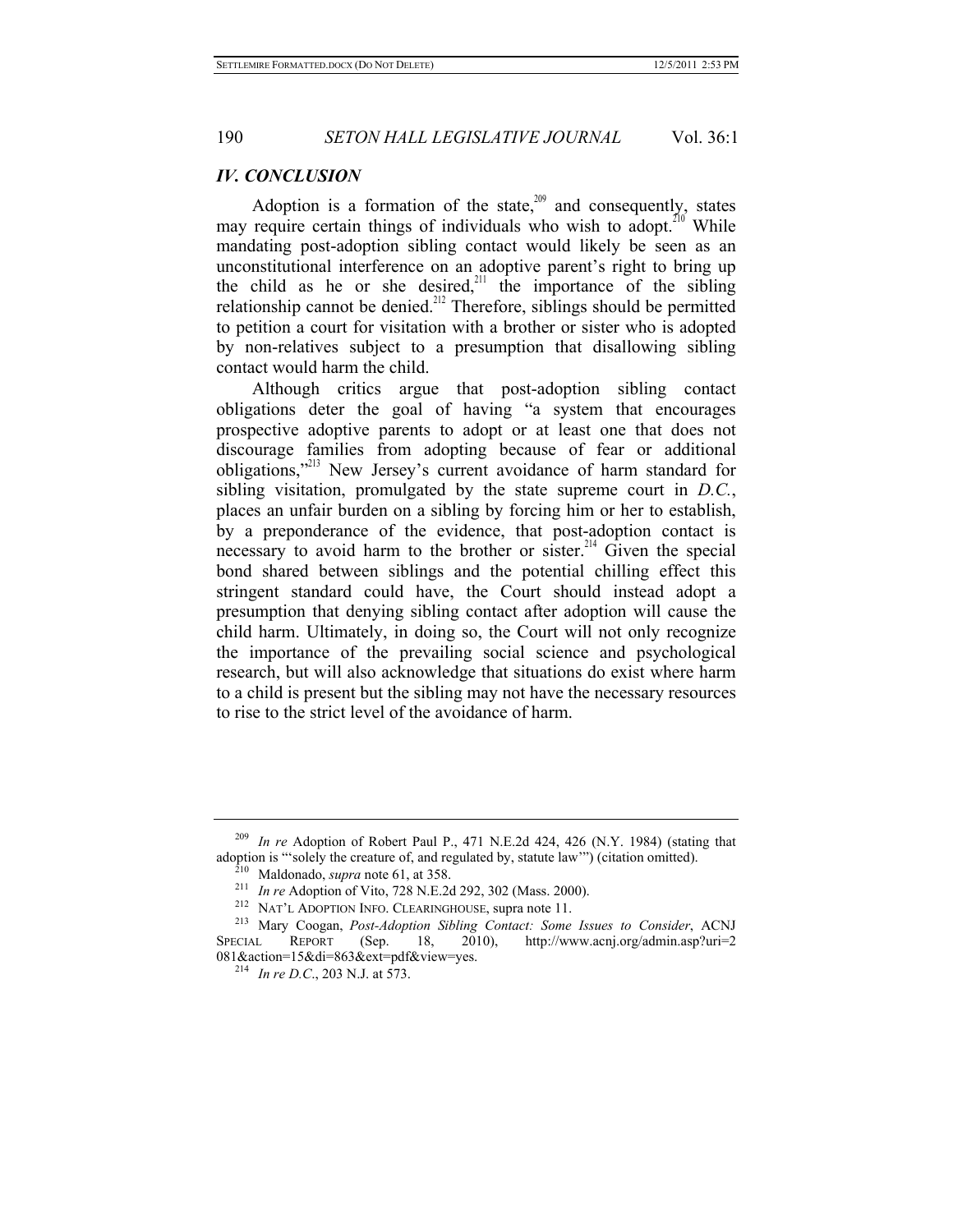## *IV. CONCLUSION*

Adoption is a formation of the state,[209] and consequently, states may require certain things of individuals who wish to adopt.[210] While mandating post-adoption sibling contact would likely be seen as an unconstitutional interference on an adoptive parent's right to bring up the child as he or she desired,[211] the importance of the sibling relationship cannot be denied.[212] Therefore, siblings should be permitted to petition a court for visitation with a brother or sister who is adopted by non-relatives subject to a presumption that disallowing sibling contact would harm the child.

Although critics argue that post-adoption sibling contact obligations deter the goal of having "a system that encourages prospective adoptive parents to adopt or at least one that does not discourage families from adopting because of fear or additional obligations,"[213] New Jersey's current avoidance of harm standard for sibling visitation, promulgated by the state supreme court in *D.C.*, places an unfair burden on a sibling by forcing him or her to establish, by a preponderance of the evidence, that post-adoption contact is necessary to avoid harm to the brother or sister.[214] Given the special bond shared between siblings and the potential chilling effect this stringent standard could have, the Court should instead adopt a presumption that denying sibling contact after adoption will cause the child harm. Ultimately, in doing so, the Court will not only recognize the importance of the prevailing social science and psychological research, but will also acknowledge that situations do exist where harm to a child is present but the sibling may not have the necessary resources to rise to the strict level of the avoidance of harm.

---

[209] *In re* Adoption of Robert Paul P., 471 N.E.2d 424, 426 (N.Y. 1984) (stating that adoption is "'solely the creature of, and regulated by, statute law'") (citation omitted).

[210] Maldonado, *supra* note 61, at 358.

[211] *In re* Adoption of Vito, 728 N.E.2d 292, 302 (Mass. 2000).

[212] NAT'L ADOPTION INFO. CLEARINGHOUSE, supra note 11.

[213] Mary Coogan, *Post-Adoption Sibling Contact: Some Issues to Consider*, ACNJ SPECIAL REPORT (Sep. 18, 2010), http://www.acnj.org/admin.asp?uri=2081&action=15&di=863&ext=pdf&view=yes.

[214] *In re D.C.*, 203 N.J. at 573.